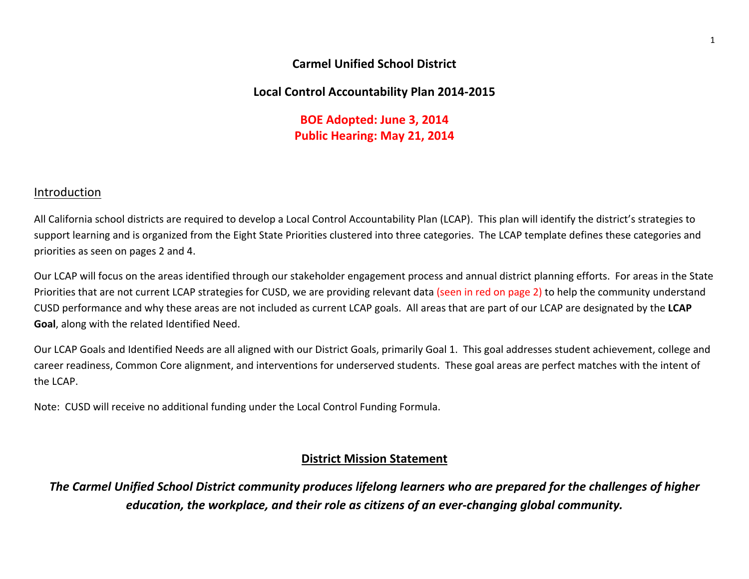# Carmel Unified School District

## Local Control Accountability Plan 2014-2015

**BOE Adopted: June 3, 2014**
**Public Hearing: May 21, 2014**

## Introduction

All California school districts are required to develop a Local Control Accountability Plan (LCAP). This plan will identify the district's strategies to support learning and is organized from the Eight State Priorities clustered into three categories. The LCAP template defines these categories and priorities as seen on pages 2 and 4.

Our LCAP will focus on the areas identified through our stakeholder engagement process and annual district planning efforts. For areas in the State Priorities that are not current LCAP strategies for CUSD, we are providing relevant data (seen in red on page 2) to help the community understand CUSD performance and why these areas are not included as current LCAP goals. All areas that are part of our LCAP are designated by the **LCAP Goal**, along with the related Identified Need.

Our LCAP Goals and Identified Needs are all aligned with our District Goals, primarily Goal 1. This goal addresses student achievement, college and career readiness, Common Core alignment, and interventions for underserved students. These goal areas are perfect matches with the intent of the LCAP.

Note: CUSD will receive no additional funding under the Local Control Funding Formula.

## District Mission Statement

***The Carmel Unified School District community produces lifelong learners who are prepared for the challenges of higher education, the workplace, and their role as citizens of an ever-changing global community.***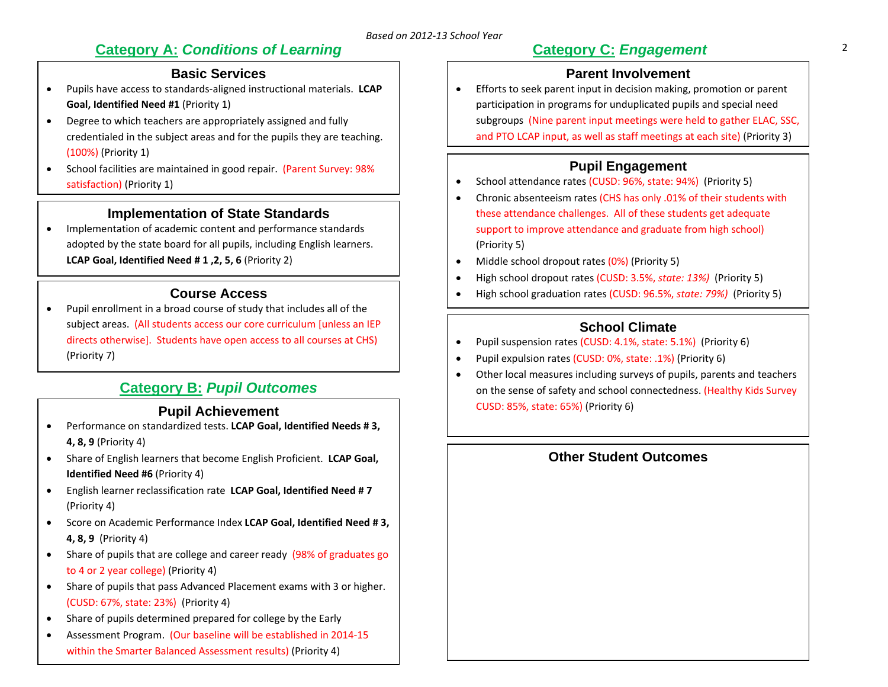*Based on 2012-13 School Year*

## Category A: *Conditions of Learning*

### Basic Services

- Pupils have access to standards-aligned instructional materials. **LCAP Goal, Identified Need #1** (Priority 1)
- Degree to which teachers are appropriately assigned and fully credentialed in the subject areas and for the pupils they are teaching. (100%) (Priority 1)
- School facilities are maintained in good repair. (Parent Survey: 98% satisfaction) (Priority 1)

### Implementation of State Standards

- Implementation of academic content and performance standards adopted by the state board for all pupils, including English learners. **LCAP Goal, Identified Need # 1 ,2, 5, 6** (Priority 2)

### Course Access

- Pupil enrollment in a broad course of study that includes all of the subject areas. (All students access our core curriculum [unless an IEP directs otherwise]. Students have open access to all courses at CHS) (Priority 7)

## Category B: *Pupil Outcomes*

### Pupil Achievement

- Performance on standardized tests. **LCAP Goal, Identified Needs # 3, 4, 8, 9** (Priority 4)
- Share of English learners that become English Proficient. **LCAP Goal, Identified Need #6** (Priority 4)
- English learner reclassification rate **LCAP Goal, Identified Need # 7** (Priority 4)
- Score on Academic Performance Index **LCAP Goal, Identified Need # 3, 4, 8, 9** (Priority 4)
- Share of pupils that are college and career ready (98% of graduates go to 4 or 2 year college) (Priority 4)
- Share of pupils that pass Advanced Placement exams with 3 or higher. (CUSD: 67%, state: 23%) (Priority 4)
- Share of pupils determined prepared for college by the Early
- Assessment Program. (Our baseline will be established in 2014-15 within the Smarter Balanced Assessment results) (Priority 4)

## Category C: *Engagement*

### Parent Involvement

- Efforts to seek parent input in decision making, promotion or parent participation in programs for unduplicated pupils and special need subgroups (Nine parent input meetings were held to gather ELAC, SSC, and PTO LCAP input, as well as staff meetings at each site) (Priority 3)

### Pupil Engagement

- School attendance rates (CUSD: 96%, state: 94%) (Priority 5)
- Chronic absenteeism rates (CHS has only .01% of their students with these attendance challenges. All of these students get adequate support to improve attendance and graduate from high school) (Priority 5)
- Middle school dropout rates (0%) (Priority 5)
- High school dropout rates (CUSD: 3.5%, *state: 13%)* (Priority 5)
- High school graduation rates (CUSD: 96.5%, *state: 79%)* (Priority 5)

### School Climate

- Pupil suspension rates (CUSD: 4.1%, state: 5.1%) (Priority 6)
- Pupil expulsion rates (CUSD: 0%, state: .1%) (Priority 6)
- Other local measures including surveys of pupils, parents and teachers on the sense of safety and school connectedness. (Healthy Kids Survey CUSD: 85%, state: 65%) (Priority 6)

### Other Student Outcomes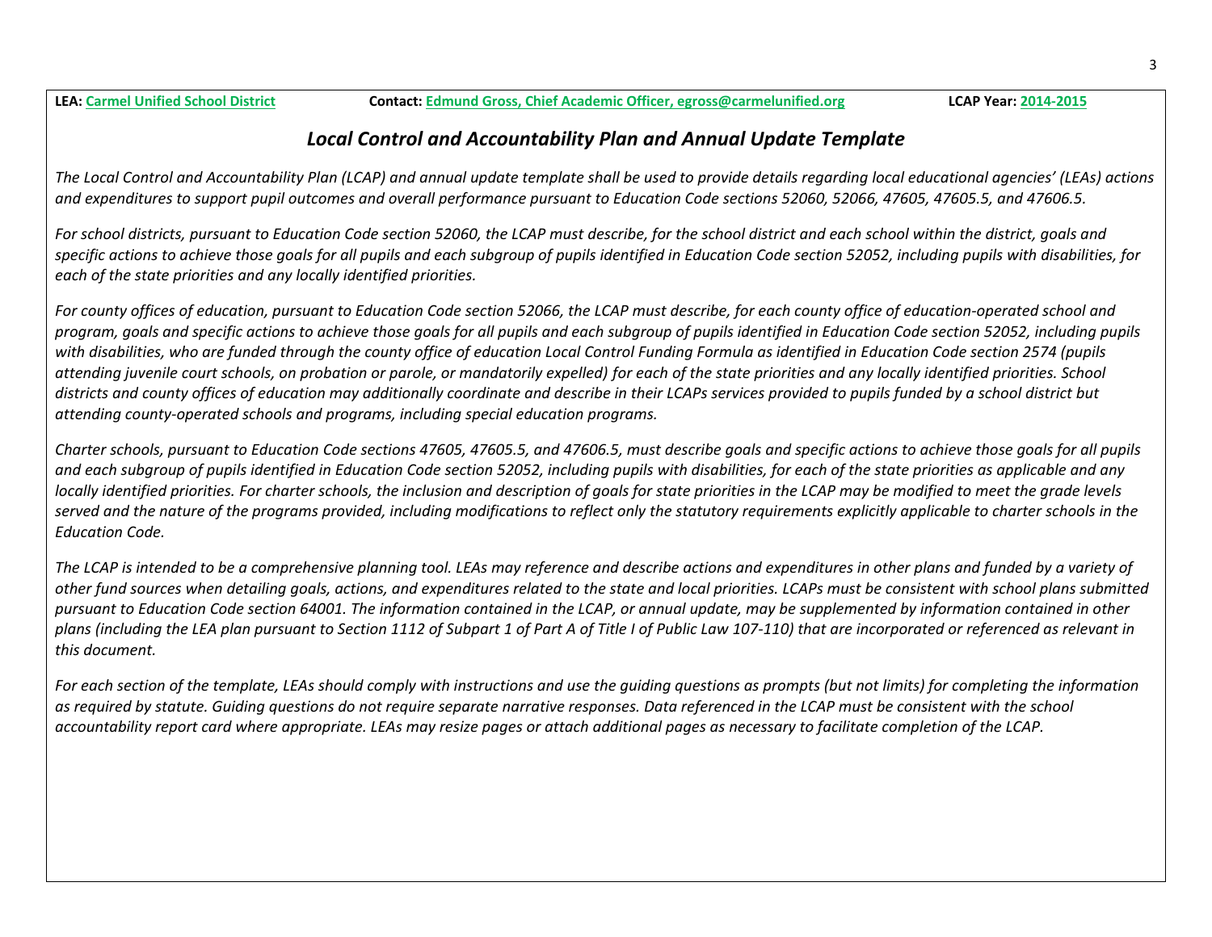**LEA:** Carmel Unified School District **Contact:** Edmund Gross, Chief Academic Officer, egross@carmelunified.org **LCAP Year:** 2014-2015

## *Local Control and Accountability Plan and Annual Update Template*

*The Local Control and Accountability Plan (LCAP) and annual update template shall be used to provide details regarding local educational agencies' (LEAs) actions and expenditures to support pupil outcomes and overall performance pursuant to Education Code sections 52060, 52066, 47605, 47605.5, and 47606.5.*

*For school districts, pursuant to Education Code section 52060, the LCAP must describe, for the school district and each school within the district, goals and specific actions to achieve those goals for all pupils and each subgroup of pupils identified in Education Code section 52052, including pupils with disabilities, for each of the state priorities and any locally identified priorities.*

*For county offices of education, pursuant to Education Code section 52066, the LCAP must describe, for each county office of education-operated school and program, goals and specific actions to achieve those goals for all pupils and each subgroup of pupils identified in Education Code section 52052, including pupils with disabilities, who are funded through the county office of education Local Control Funding Formula as identified in Education Code section 2574 (pupils attending juvenile court schools, on probation or parole, or mandatorily expelled) for each of the state priorities and any locally identified priorities. School districts and county offices of education may additionally coordinate and describe in their LCAPs services provided to pupils funded by a school district but attending county-operated schools and programs, including special education programs.*

*Charter schools, pursuant to Education Code sections 47605, 47605.5, and 47606.5, must describe goals and specific actions to achieve those goals for all pupils and each subgroup of pupils identified in Education Code section 52052, including pupils with disabilities, for each of the state priorities as applicable and any locally identified priorities. For charter schools, the inclusion and description of goals for state priorities in the LCAP may be modified to meet the grade levels served and the nature of the programs provided, including modifications to reflect only the statutory requirements explicitly applicable to charter schools in the Education Code.*

*The LCAP is intended to be a comprehensive planning tool. LEAs may reference and describe actions and expenditures in other plans and funded by a variety of other fund sources when detailing goals, actions, and expenditures related to the state and local priorities. LCAPs must be consistent with school plans submitted pursuant to Education Code section 64001. The information contained in the LCAP, or annual update, may be supplemented by information contained in other plans (including the LEA plan pursuant to Section 1112 of Subpart 1 of Part A of Title I of Public Law 107-110) that are incorporated or referenced as relevant in this document.*

*For each section of the template, LEAs should comply with instructions and use the guiding questions as prompts (but not limits) for completing the information as required by statute. Guiding questions do not require separate narrative responses. Data referenced in the LCAP must be consistent with the school accountability report card where appropriate. LEAs may resize pages or attach additional pages as necessary to facilitate completion of the LCAP.*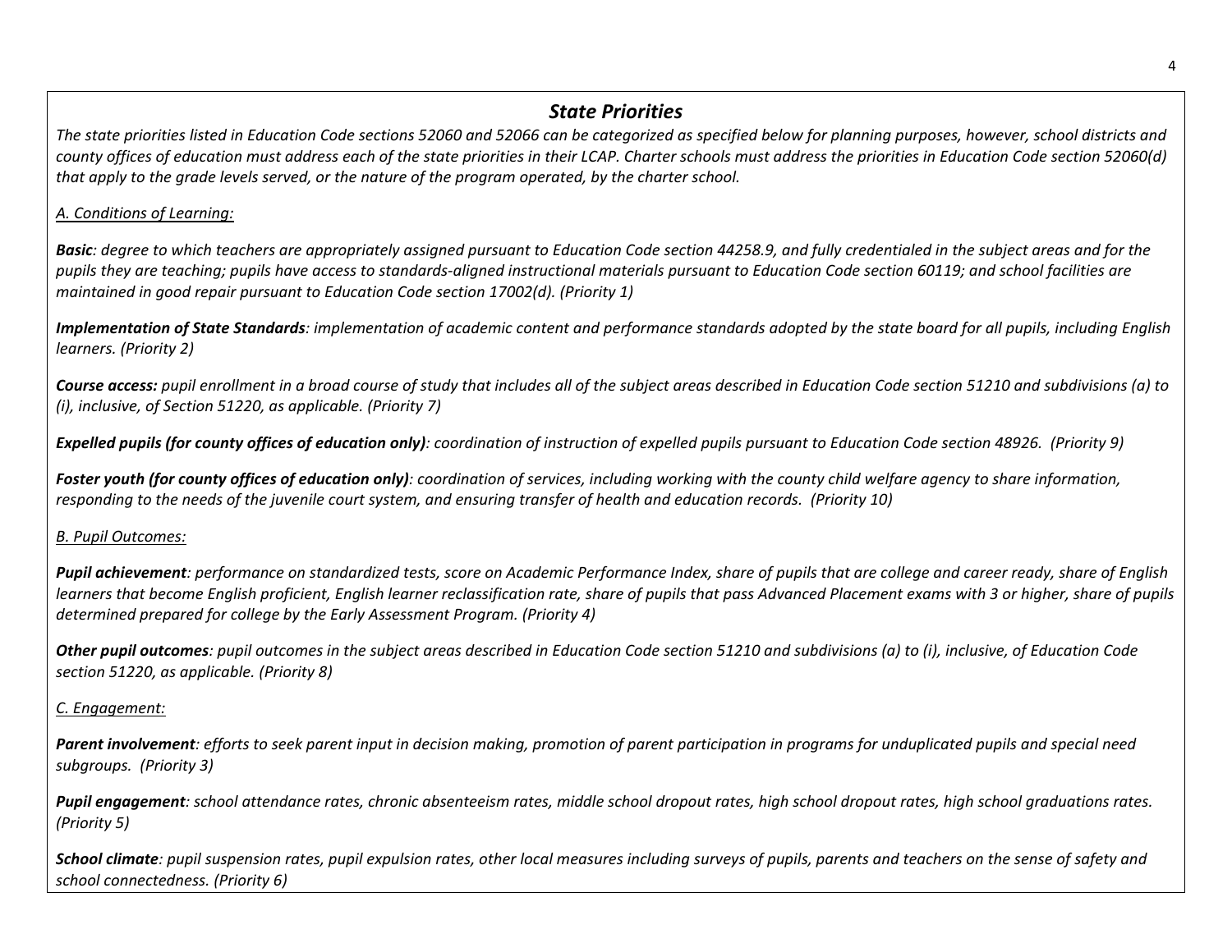## *State Priorities*

*The state priorities listed in Education Code sections 52060 and 52066 can be categorized as specified below for planning purposes, however, school districts and county offices of education must address each of the state priorities in their LCAP. Charter schools must address the priorities in Education Code section 52060(d) that apply to the grade levels served, or the nature of the program operated, by the charter school.*

*A. Conditions of Learning:*

***Basic**: degree to which teachers are appropriately assigned pursuant to Education Code section 44258.9, and fully credentialed in the subject areas and for the pupils they are teaching; pupils have access to standards-aligned instructional materials pursuant to Education Code section 60119; and school facilities are maintained in good repair pursuant to Education Code section 17002(d). (Priority 1)*

***Implementation of State Standards**: implementation of academic content and performance standards adopted by the state board for all pupils, including English learners. (Priority 2)*

***Course access:** pupil enrollment in a broad course of study that includes all of the subject areas described in Education Code section 51210 and subdivisions (a) to (i), inclusive, of Section 51220, as applicable. (Priority 7)*

***Expelled pupils (for county offices of education only)**: coordination of instruction of expelled pupils pursuant to Education Code section 48926. (Priority 9)*

***Foster youth (for county offices of education only)**: coordination of services, including working with the county child welfare agency to share information, responding to the needs of the juvenile court system, and ensuring transfer of health and education records. (Priority 10)*

*B. Pupil Outcomes:*

***Pupil achievement**: performance on standardized tests, score on Academic Performance Index, share of pupils that are college and career ready, share of English learners that become English proficient, English learner reclassification rate, share of pupils that pass Advanced Placement exams with 3 or higher, share of pupils determined prepared for college by the Early Assessment Program. (Priority 4)*

***Other pupil outcomes**: pupil outcomes in the subject areas described in Education Code section 51210 and subdivisions (a) to (i), inclusive, of Education Code section 51220, as applicable. (Priority 8)*

*C. Engagement:*

***Parent involvement**: efforts to seek parent input in decision making, promotion of parent participation in programs for unduplicated pupils and special need subgroups. (Priority 3)*

***Pupil engagement**: school attendance rates, chronic absenteeism rates, middle school dropout rates, high school dropout rates, high school graduations rates. (Priority 5)*

***School climate**: pupil suspension rates, pupil expulsion rates, other local measures including surveys of pupils, parents and teachers on the sense of safety and school connectedness. (Priority 6)*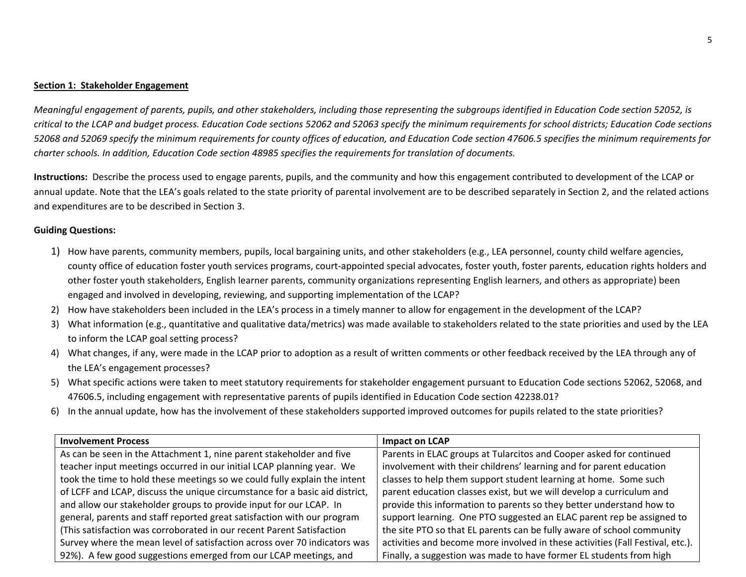**Section 1: Stakeholder Engagement**

*Meaningful engagement of parents, pupils, and other stakeholders, including those representing the subgroups identified in Education Code section 52052, is critical to the LCAP and budget process. Education Code sections 52062 and 52063 specify the minimum requirements for school districts; Education Code sections 52068 and 52069 specify the minimum requirements for county offices of education, and Education Code section 47606.5 specifies the minimum requirements for charter schools. In addition, Education Code section 48985 specifies the requirements for translation of documents.*

**Instructions:** Describe the process used to engage parents, pupils, and the community and how this engagement contributed to development of the LCAP or annual update. Note that the LEA's goals related to the state priority of parental involvement are to be described separately in Section 2, and the related actions and expenditures are to be described in Section 3.

**Guiding Questions:**

1) How have parents, community members, pupils, local bargaining units, and other stakeholders (e.g., LEA personnel, county child welfare agencies, county office of education foster youth services programs, court-appointed special advocates, foster youth, foster parents, education rights holders and other foster youth stakeholders, English learner parents, community organizations representing English learners, and others as appropriate) been engaged and involved in developing, reviewing, and supporting implementation of the LCAP?
2) How have stakeholders been included in the LEA's process in a timely manner to allow for engagement in the development of the LCAP?
3) What information (e.g., quantitative and qualitative data/metrics) was made available to stakeholders related to the state priorities and used by the LEA to inform the LCAP goal setting process?
4) What changes, if any, were made in the LCAP prior to adoption as a result of written comments or other feedback received by the LEA through any of the LEA's engagement processes?
5) What specific actions were taken to meet statutory requirements for stakeholder engagement pursuant to Education Code sections 52062, 52068, and 47606.5, including engagement with representative parents of pupils identified in Education Code section 42238.01?
6) In the annual update, how has the involvement of these stakeholders supported improved outcomes for pupils related to the state priorities?

| **Involvement Process** | **Impact on LCAP** |
|---|---|
| As can be seen in the Attachment 1, nine parent stakeholder and five teacher input meetings occurred in our initial LCAP planning year. We took the time to hold these meetings so we could fully explain the intent of LCFF and LCAP, discuss the unique circumstance for a basic aid district, and allow our stakeholder groups to provide input for our LCAP. In general, parents and staff reported great satisfaction with our program (This satisfaction was corroborated in our recent Parent Satisfaction Survey where the mean level of satisfaction across over 70 indicators was 92%). A few good suggestions emerged from our LCAP meetings, and | Parents in ELAC groups at Tularcitos and Cooper asked for continued involvement with their childrens' learning and for parent education classes to help them support student learning at home. Some such parent education classes exist, but we will develop a curriculum and provide this information to parents so they better understand how to support learning. One PTO suggested an ELAC parent rep be assigned to the site PTO so that EL parents can be fully aware of school community activities and become more involved in these activities (Fall Festival, etc.). Finally, a suggestion was made to have former EL students from high |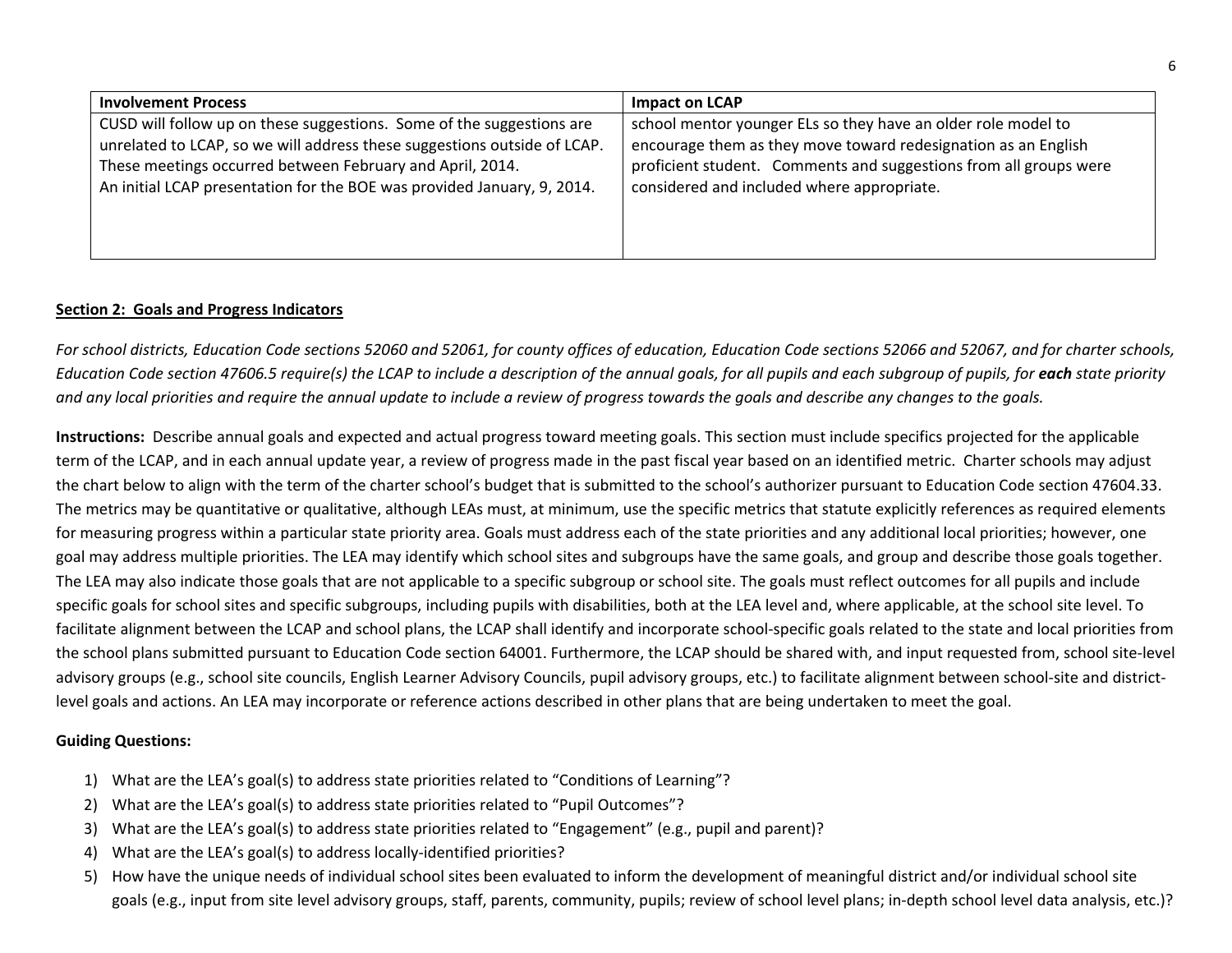| Involvement Process | Impact on LCAP |
|---|---|
| CUSD will follow up on these suggestions. Some of the suggestions are unrelated to LCAP, so we will address these suggestions outside of LCAP. These meetings occurred between February and April, 2014. An initial LCAP presentation for the BOE was provided January, 9, 2014. | school mentor younger ELs so they have an older role model to encourage them as they move toward redesignation as an English proficient student. Comments and suggestions from all groups were considered and included where appropriate. |

**Section 2: Goals and Progress Indicators**

*For school districts, Education Code sections 52060 and 52061, for county offices of education, Education Code sections 52066 and 52067, and for charter schools, Education Code section 47606.5 require(s) the LCAP to include a description of the annual goals, for all pupils and each subgroup of pupils, for **each** state priority and any local priorities and require the annual update to include a review of progress towards the goals and describe any changes to the goals.*

**Instructions:** Describe annual goals and expected and actual progress toward meeting goals. This section must include specifics projected for the applicable term of the LCAP, and in each annual update year, a review of progress made in the past fiscal year based on an identified metric. Charter schools may adjust the chart below to align with the term of the charter school's budget that is submitted to the school's authorizer pursuant to Education Code section 47604.33. The metrics may be quantitative or qualitative, although LEAs must, at minimum, use the specific metrics that statute explicitly references as required elements for measuring progress within a particular state priority area. Goals must address each of the state priorities and any additional local priorities; however, one goal may address multiple priorities. The LEA may identify which school sites and subgroups have the same goals, and group and describe those goals together. The LEA may also indicate those goals that are not applicable to a specific subgroup or school site. The goals must reflect outcomes for all pupils and include specific goals for school sites and specific subgroups, including pupils with disabilities, both at the LEA level and, where applicable, at the school site level. To facilitate alignment between the LCAP and school plans, the LCAP shall identify and incorporate school-specific goals related to the state and local priorities from the school plans submitted pursuant to Education Code section 64001. Furthermore, the LCAP should be shared with, and input requested from, school site-level advisory groups (e.g., school site councils, English Learner Advisory Councils, pupil advisory groups, etc.) to facilitate alignment between school-site and district-level goals and actions. An LEA may incorporate or reference actions described in other plans that are being undertaken to meet the goal.

**Guiding Questions:**

1) What are the LEA's goal(s) to address state priorities related to "Conditions of Learning"?
2) What are the LEA's goal(s) to address state priorities related to "Pupil Outcomes"?
3) What are the LEA's goal(s) to address state priorities related to "Engagement" (e.g., pupil and parent)?
4) What are the LEA's goal(s) to address locally-identified priorities?
5) How have the unique needs of individual school sites been evaluated to inform the development of meaningful district and/or individual school site goals (e.g., input from site level advisory groups, staff, parents, community, pupils; review of school level plans; in-depth school level data analysis, etc.)?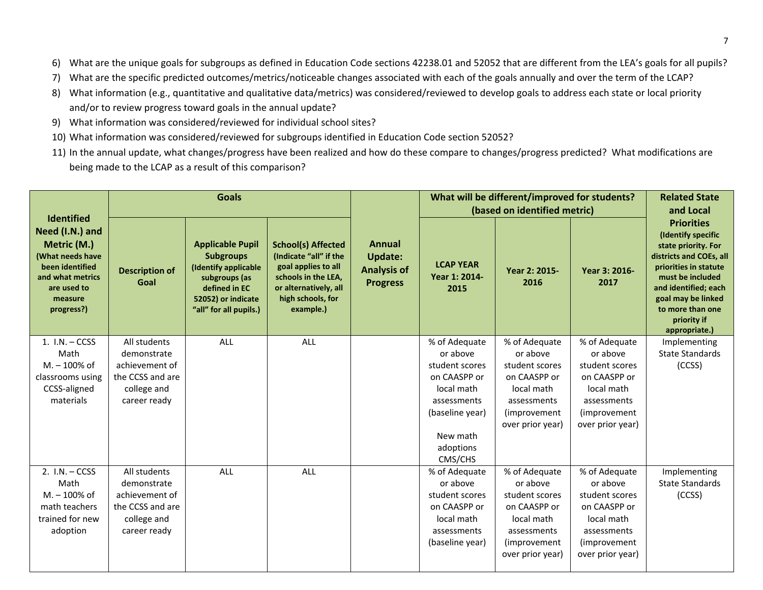6) What are the unique goals for subgroups as defined in Education Code sections 42238.01 and 52052 that are different from the LEA's goals for all pupils?
7) What are the specific predicted outcomes/metrics/noticeable changes associated with each of the goals annually and over the term of the LCAP?
8) What information (e.g., quantitative and qualitative data/metrics) was considered/reviewed to develop goals to address each state or local priority and/or to review progress toward goals in the annual update?
9) What information was considered/reviewed for individual school sites?
10) What information was considered/reviewed for subgroups identified in Education Code section 52052?
11) In the annual update, what changes/progress have been realized and how do these compare to changes/progress predicted? What modifications are being made to the LCAP as a result of this comparison?

| **Identified Need (I.N.) and Metric (M.)** (What needs have been identified and what metrics are used to measure progress?) | **Goals** | | | **Annual Update: Analysis of Progress** | **What will be different/improved for students? (based on identified metric)** | | | **Related State and Local Priorities** (Identify specific state priority. For districts and COEs, all priorities in statute must be included and identified; each goal may be linked to more than one priority if appropriate.) |
|---|---|---|---|---|---|---|---|---|
| | **Description of Goal** | **Applicable Pupil Subgroups** (Identify applicable subgroups (as defined in EC 52052) or indicate "all" for all pupils.) | **School(s) Affected** (Indicate "all" if the goal applies to all schools in the LEA, or alternatively, all high schools, for example.) | | **LCAP YEAR Year 1: 2014-2015** | **Year 2: 2015-2016** | **Year 3: 2016-2017** | |
| 1. I.N. – CCSS Math<br>M. – 100% of classrooms using CCSS-aligned materials | All students demonstrate achievement of the CCSS and are college and career ready | ALL | ALL | | % of Adequate or above student scores on CAASPP or local math assessments (baseline year)<br><br>New math adoptions CMS/CHS | % of Adequate or above student scores on CAASPP or local math assessments (improvement over prior year) | % of Adequate or above student scores on CAASPP or local math assessments (improvement over prior year) | Implementing State Standards (CCSS) |
| 2. I.N. – CCSS Math<br>M. – 100% of math teachers trained for new adoption | All students demonstrate achievement of the CCSS and are college and career ready | ALL | ALL | | % of Adequate or above student scores on CAASPP or local math assessments (baseline year) | % of Adequate or above student scores on CAASPP or local math assessments (improvement over prior year) | % of Adequate or above student scores on CAASPP or local math assessments (improvement over prior year) | Implementing State Standards (CCSS) |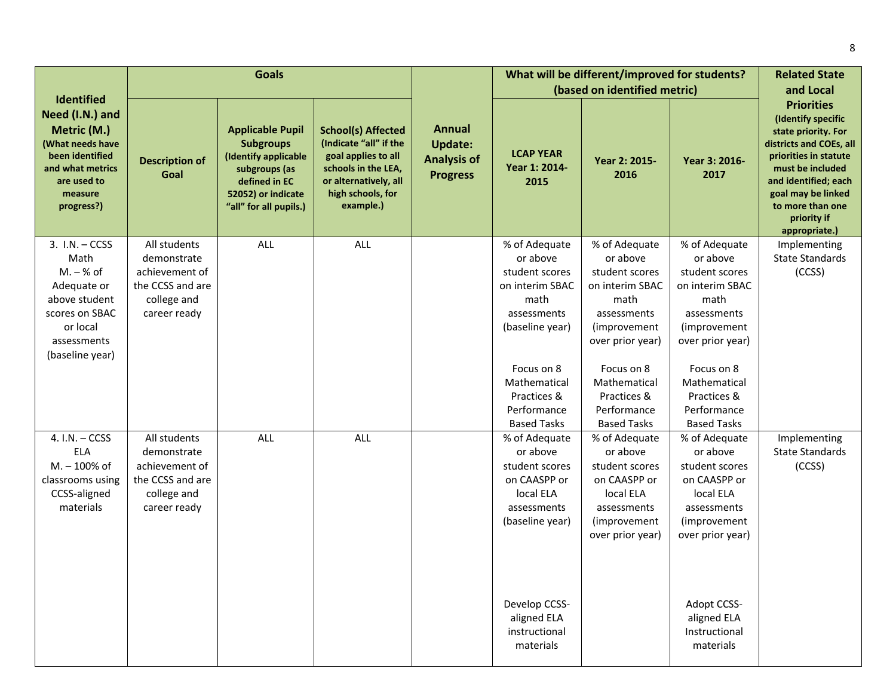| Identified Need (I.N.) and Metric (M.) (What needs have been identified and what metrics are used to measure progress?) | Goals | | | Annual Update: Analysis of Progress | What will be different/improved for students? (based on identified metric) | | | Related State and Local Priorities (Identify specific state priority. For districts and COEs, all priorities in statute must be included and identified; each goal may be linked to more than one priority if appropriate.) |
|---|---|---|---|---|---|---|---|---|
| | Description of Goal | Applicable Pupil Subgroups (Identify applicable subgroups (as defined in EC 52052) or indicate "all" for all pupils.) | School(s) Affected (Indicate "all" if the goal applies to all schools in the LEA, or alternatively, all high schools, for example.) | | LCAP YEAR Year 1: 2014-2015 | Year 2: 2015-2016 | Year 3: 2016-2017 | |
| 3. I.N. – CCSS Math<br>M. – % of Adequate or above student scores on SBAC or local assessments (baseline year) | All students demonstrate achievement of the CCSS and are college and career ready | ALL | ALL | | % of Adequate or above student scores on interim SBAC math assessments (baseline year)<br><br>Focus on 8 Mathematical Practices & Performance Based Tasks | % of Adequate or above student scores on interim SBAC math assessments (improvement over prior year)<br><br>Focus on 8 Mathematical Practices & Performance Based Tasks | % of Adequate or above student scores on interim SBAC math assessments (improvement over prior year)<br><br>Focus on 8 Mathematical Practices & Performance Based Tasks | Implementing State Standards (CCSS) |
| 4. I.N. – CCSS ELA<br>M. – 100% of classrooms using CCSS-aligned materials | All students demonstrate achievement of the CCSS and are college and career ready | ALL | ALL | | % of Adequate or above student scores on CAASPP or local ELA assessments (baseline year)<br><br>Develop CCSS-aligned ELA instructional materials | % of Adequate or above student scores on CAASPP or local ELA assessments (improvement over prior year) | % of Adequate or above student scores on CAASPP or local ELA assessments (improvement over prior year)<br><br>Adopt CCSS-aligned ELA Instructional materials | Implementing State Standards (CCSS) |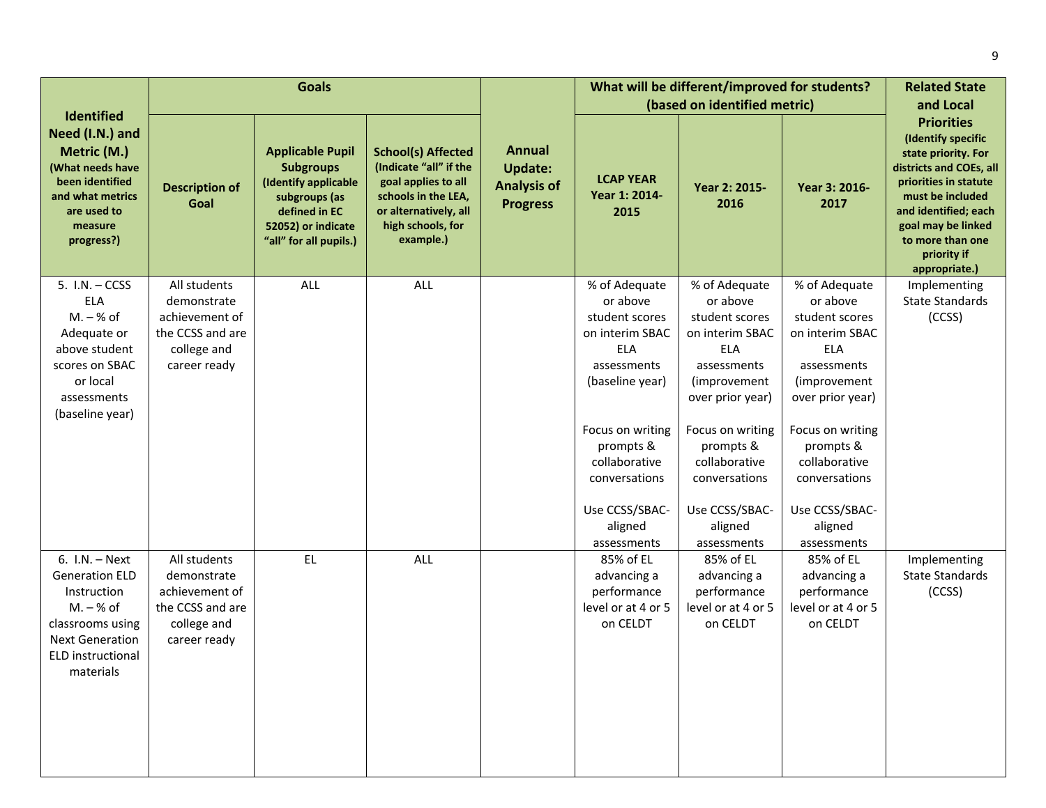| Identified Need (I.N.) and Metric (M.) (What needs have been identified and what metrics are used to measure progress?) | Goals | | | Annual Update: Analysis of Progress | What will be different/improved for students? (based on identified metric) | | | Related State and Local Priorities (Identify specific state priority. For districts and COEs, all priorities in statute must be included and identified; each goal may be linked to more than one priority if appropriate.) |
|---|---|---|---|---|---|---|---|---|
| | Description of Goal | Applicable Pupil Subgroups (Identify applicable subgroups (as defined in EC 52052) or indicate "all" for all pupils.) | School(s) Affected (Indicate "all" if the goal applies to all schools in the LEA, or alternatively, all high schools, for example.) | | LCAP YEAR Year 1: 2014-2015 | Year 2: 2015-2016 | Year 3: 2016-2017 | |
| 5. I.N. – CCSS ELA<br>M. – % of Adequate or above student scores on SBAC or local assessments (baseline year) | All students demonstrate achievement of the CCSS and are college and career ready | ALL | ALL | | % of Adequate or above student scores on interim SBAC ELA assessments (baseline year)<br><br>Focus on writing prompts & collaborative conversations<br><br>Use CCSS/SBAC-aligned assessments | % of Adequate or above student scores on interim SBAC ELA assessments (improvement over prior year)<br><br>Focus on writing prompts & collaborative conversations<br><br>Use CCSS/SBAC-aligned assessments | % of Adequate or above student scores on interim SBAC ELA assessments (improvement over prior year)<br><br>Focus on writing prompts & collaborative conversations<br><br>Use CCSS/SBAC-aligned assessments | Implementing State Standards (CCSS) |
| 6. I.N. – Next Generation ELD Instruction<br>M. – % of classrooms using Next Generation ELD instructional materials | All students demonstrate achievement of the CCSS and are college and career ready | EL | ALL | | 85% of EL advancing a performance level or at 4 or 5 on CELDT | 85% of EL advancing a performance level or at 4 or 5 on CELDT | 85% of EL advancing a performance level or at 4 or 5 on CELDT | Implementing State Standards (CCSS) |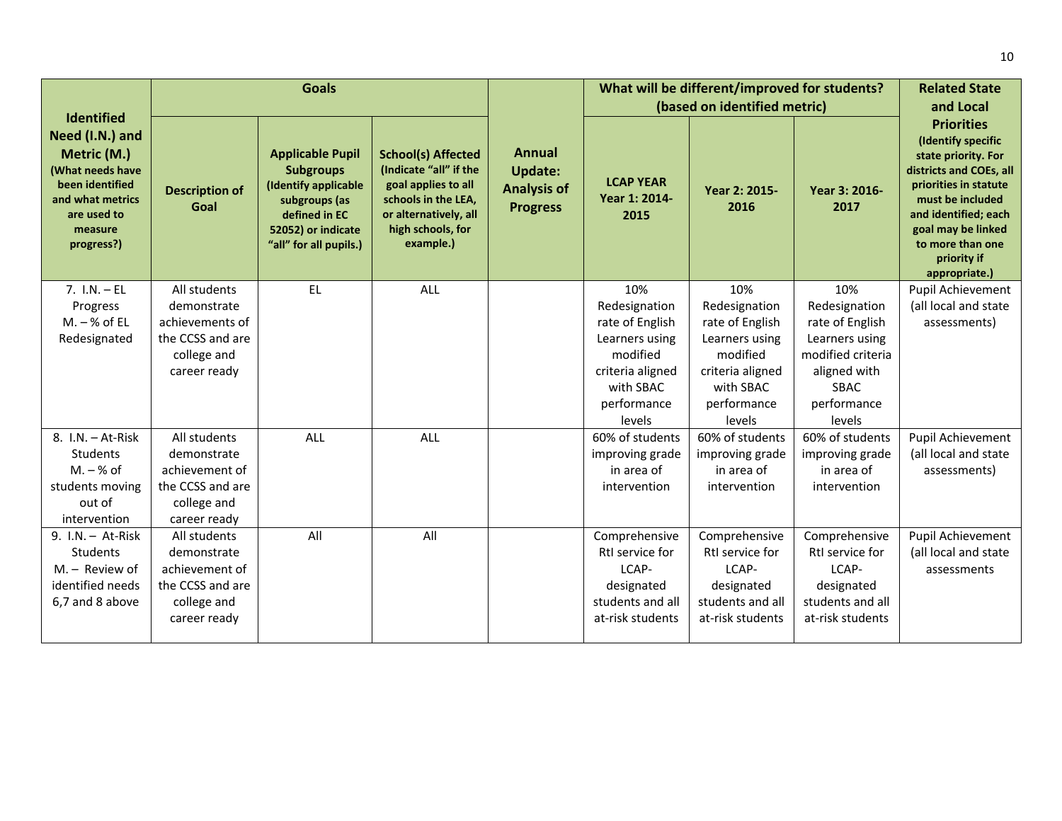| Identified Need (I.N.) and Metric (M.) (What needs have been identified and what metrics are used to measure progress?) | Goals | | | Annual Update: Analysis of Progress | What will be different/improved for students? (based on identified metric) | | | Related State and Local Priorities (Identify specific state priority. For districts and COEs, all priorities in statute must be included and identified; each goal may be linked to more than one priority if appropriate.) |
|---|---|---|---|---|---|---|---|---|
| | Description of Goal | Applicable Pupil Subgroups (Identify applicable subgroups (as defined in EC 52052) or indicate "all" for all pupils.) | School(s) Affected (Indicate "all" if the goal applies to all schools in the LEA, or alternatively, all high schools, for example.) | | LCAP YEAR Year 1: 2014-2015 | Year 2: 2015-2016 | Year 3: 2016-2017 | |
| 7. I.N. – EL Progress M. – % of EL Redesignated | All students demonstrate achievements of the CCSS and are college and career ready | EL | ALL | | 10% Redesignation rate of English Learners using modified criteria aligned with SBAC performance levels | 10% Redesignation rate of English Learners using modified criteria aligned with SBAC performance levels | 10% Redesignation rate of English Learners using modified criteria aligned with SBAC performance levels | Pupil Achievement (all local and state assessments) |
| 8. I.N. – At-Risk Students M. – % of students moving out of intervention | All students demonstrate achievement of the CCSS and are college and career ready | ALL | ALL | | 60% of students improving grade in area of intervention | 60% of students improving grade in area of intervention | 60% of students improving grade in area of intervention | Pupil Achievement (all local and state assessments) |
| 9. I.N. – At-Risk Students M. – Review of identified needs 6,7 and 8 above | All students demonstrate achievement of the CCSS and are college and career ready | All | All | | Comprehensive RtI service for LCAP-designated students and all at-risk students | Comprehensive RtI service for LCAP-designated students and all at-risk students | Comprehensive RtI service for LCAP-designated students and all at-risk students | Pupil Achievement (all local and state assessments |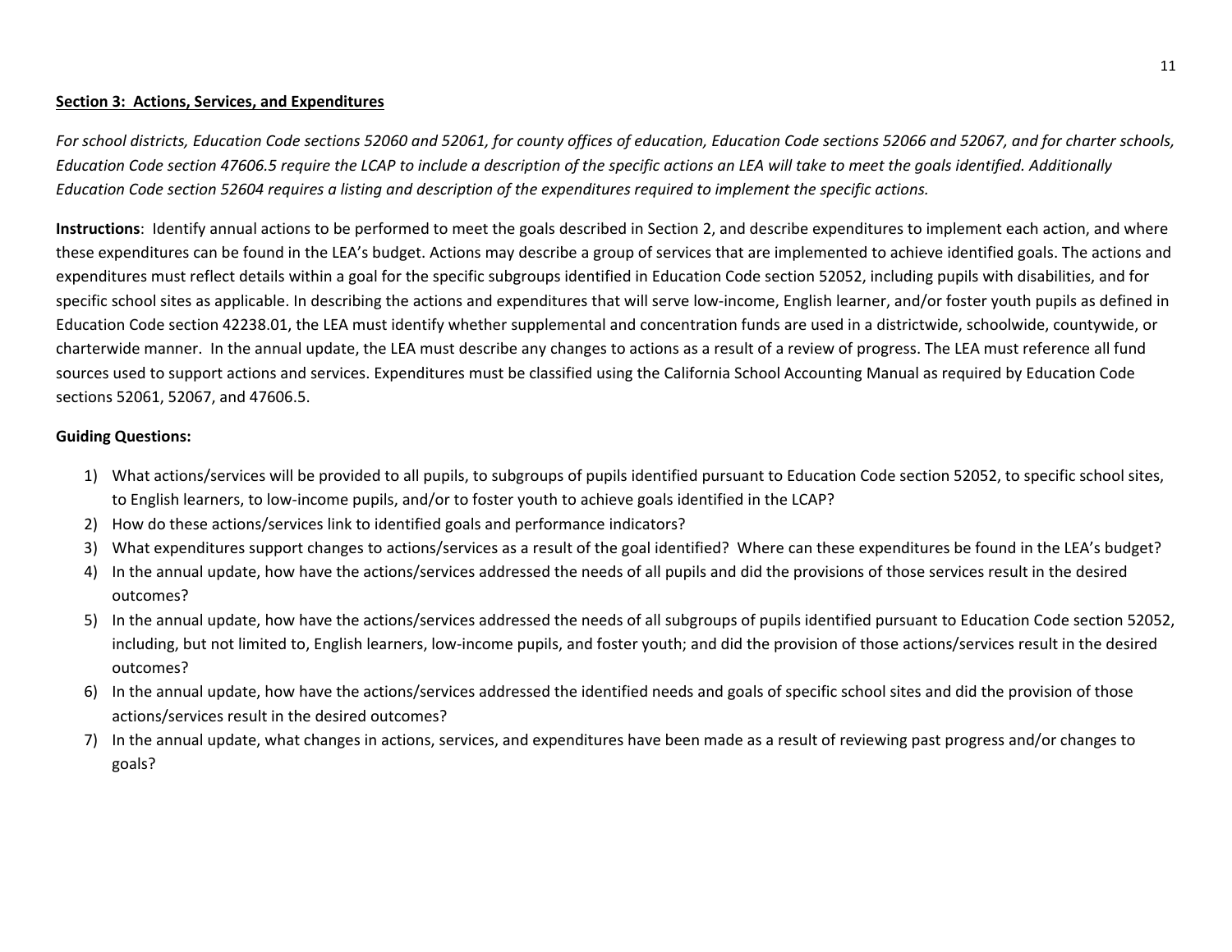**Section 3: Actions, Services, and Expenditures**

*For school districts, Education Code sections 52060 and 52061, for county offices of education, Education Code sections 52066 and 52067, and for charter schools, Education Code section 47606.5 require the LCAP to include a description of the specific actions an LEA will take to meet the goals identified. Additionally Education Code section 52604 requires a listing and description of the expenditures required to implement the specific actions.*

**Instructions**: Identify annual actions to be performed to meet the goals described in Section 2, and describe expenditures to implement each action, and where these expenditures can be found in the LEA's budget. Actions may describe a group of services that are implemented to achieve identified goals. The actions and expenditures must reflect details within a goal for the specific subgroups identified in Education Code section 52052, including pupils with disabilities, and for specific school sites as applicable. In describing the actions and expenditures that will serve low-income, English learner, and/or foster youth pupils as defined in Education Code section 42238.01, the LEA must identify whether supplemental and concentration funds are used in a districtwide, schoolwide, countywide, or charterwide manner. In the annual update, the LEA must describe any changes to actions as a result of a review of progress. The LEA must reference all fund sources used to support actions and services. Expenditures must be classified using the California School Accounting Manual as required by Education Code sections 52061, 52067, and 47606.5.

**Guiding Questions:**

1) What actions/services will be provided to all pupils, to subgroups of pupils identified pursuant to Education Code section 52052, to specific school sites, to English learners, to low-income pupils, and/or to foster youth to achieve goals identified in the LCAP?
2) How do these actions/services link to identified goals and performance indicators?
3) What expenditures support changes to actions/services as a result of the goal identified? Where can these expenditures be found in the LEA's budget?
4) In the annual update, how have the actions/services addressed the needs of all pupils and did the provisions of those services result in the desired outcomes?
5) In the annual update, how have the actions/services addressed the needs of all subgroups of pupils identified pursuant to Education Code section 52052, including, but not limited to, English learners, low-income pupils, and foster youth; and did the provision of those actions/services result in the desired outcomes?
6) In the annual update, how have the actions/services addressed the identified needs and goals of specific school sites and did the provision of those actions/services result in the desired outcomes?
7) In the annual update, what changes in actions, services, and expenditures have been made as a result of reviewing past progress and/or changes to goals?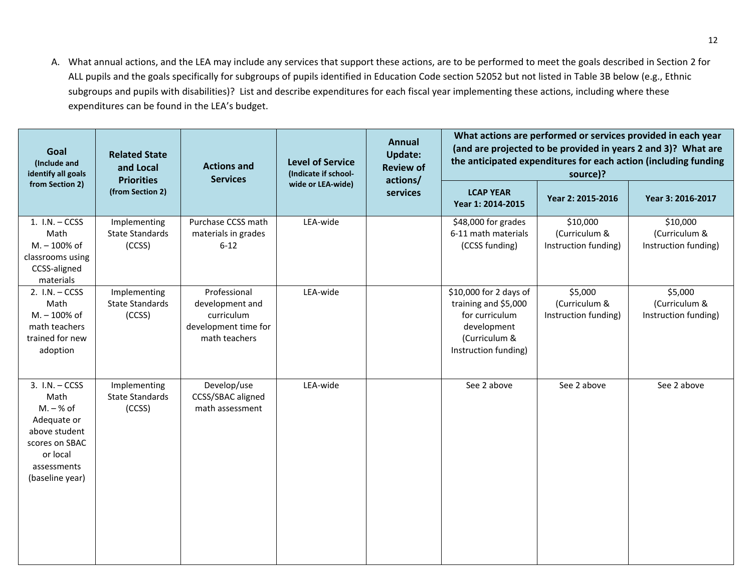A. What annual actions, and the LEA may include any services that support these actions, are to be performed to meet the goals described in Section 2 for ALL pupils and the goals specifically for subgroups of pupils identified in Education Code section 52052 but not listed in Table 3B below (e.g., Ethnic subgroups and pupils with disabilities)? List and describe expenditures for each fiscal year implementing these actions, including where these expenditures can be found in the LEA's budget.

| Goal (Include and identify all goals from Section 2) | Related State and Local Priorities (from Section 2) | Actions and Services | Level of Service (Indicate if school-wide or LEA-wide) | Annual Update: Review of actions/ services | What actions are performed or services provided in each year (and are projected to be provided in years 2 and 3)? What are the anticipated expenditures for each action (including funding source)? | | |
|---|---|---|---|---|---|---|---|
| | | | | | LCAP YEAR Year 1: 2014-2015 | Year 2: 2015-2016 | Year 3: 2016-2017 |
| 1. I.N. – CCSS Math M. – 100% of classrooms using CCSS-aligned materials | Implementing State Standards (CCSS) | Purchase CCSS math materials in grades 6-12 | LEA-wide | | $48,000 for grades 6-11 math materials (CCSS funding) | $10,000 (Curriculum & Instruction funding) | $10,000 (Curriculum & Instruction funding) |
| 2. I.N. – CCSS Math M. – 100% of math teachers trained for new adoption | Implementing State Standards (CCSS) | Professional development and curriculum development time for math teachers | LEA-wide | | $10,000 for 2 days of training and $5,000 for curriculum development (Curriculum & Instruction funding) | $5,000 (Curriculum & Instruction funding) | $5,000 (Curriculum & Instruction funding) |
| 3. I.N. – CCSS Math M. – % of Adequate or above student scores on SBAC or local assessments (baseline year) | Implementing State Standards (CCSS) | Develop/use CCSS/SBAC aligned math assessment | LEA-wide | | See 2 above | See 2 above | See 2 above |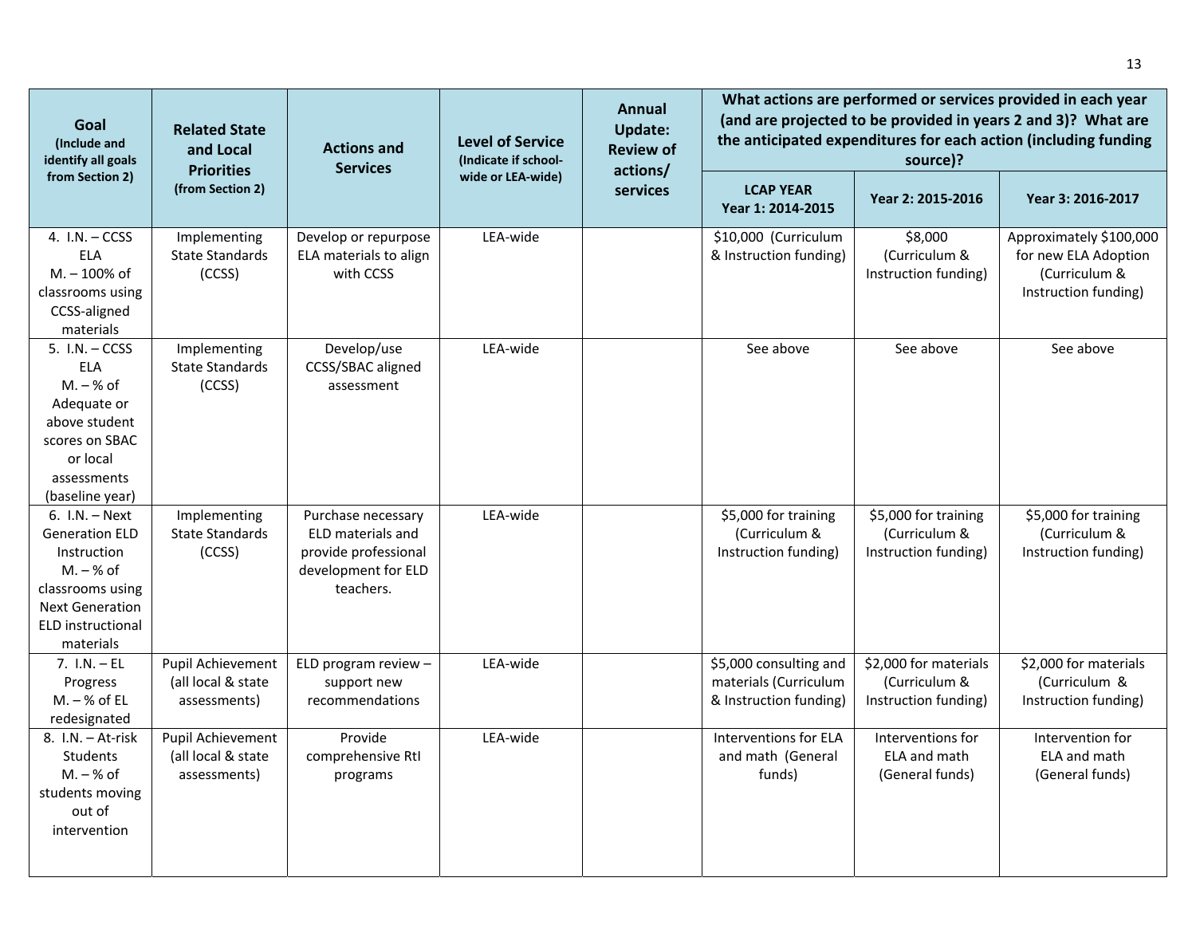| Goal (Include and identify all goals from Section 2) | Related State and Local Priorities (from Section 2) | Actions and Services | Level of Service (Indicate if school-wide or LEA-wide) | Annual Update: Review of actions/ services | What actions are performed or services provided in each year (and are projected to be provided in years 2 and 3)? What are the anticipated expenditures for each action (including funding source)? | | |
|---|---|---|---|---|---|---|---|
| | | | | | LCAP YEAR Year 1: 2014-2015 | Year 2: 2015-2016 | Year 3: 2016-2017 |
| 4. I.N. – CCSS ELA M. – 100% of classrooms using CCSS-aligned materials | Implementing State Standards (CCSS) | Develop or repurpose ELA materials to align with CCSS | LEA-wide | | $10,000 (Curriculum & Instruction funding) | $8,000 (Curriculum & Instruction funding) | Approximately $100,000 for new ELA Adoption (Curriculum & Instruction funding) |
| 5. I.N. – CCSS ELA M. – % of Adequate or above student scores on SBAC or local assessments (baseline year) | Implementing State Standards (CCSS) | Develop/use CCSS/SBAC aligned assessment | LEA-wide | | See above | See above | See above |
| 6. I.N. – Next Generation ELD Instruction M. – % of classrooms using Next Generation ELD instructional materials | Implementing State Standards (CCSS) | Purchase necessary ELD materials and provide professional development for ELD teachers. | LEA-wide | | $5,000 for training (Curriculum & Instruction funding) | $5,000 for training (Curriculum & Instruction funding) | $5,000 for training (Curriculum & Instruction funding) |
| 7. I.N. – EL Progress M. – % of EL redesignated | Pupil Achievement (all local & state assessments) | ELD program review – support new recommendations | LEA-wide | | $5,000 consulting and materials (Curriculum & Instruction funding) | $2,000 for materials (Curriculum & Instruction funding) | $2,000 for materials (Curriculum & Instruction funding) |
| 8. I.N. – At-risk Students M. – % of students moving out of intervention | Pupil Achievement (all local & state assessments) | Provide comprehensive RtI programs | LEA-wide | | Interventions for ELA and math (General funds) | Interventions for ELA and math (General funds) | Intervention for ELA and math (General funds) |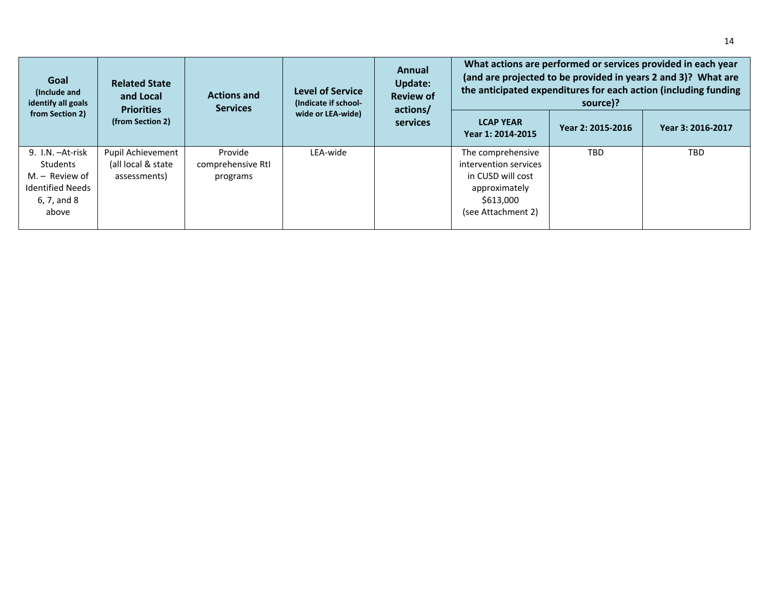| Goal (Include and identify all goals from Section 2) | Related State and Local Priorities (from Section 2) | Actions and Services | Level of Service (Indicate if school-wide or LEA-wide) | Annual Update: Review of actions/ services | What actions are performed or services provided in each year (and are projected to be provided in years 2 and 3)? What are the anticipated expenditures for each action (including funding source)? | | |
|---|---|---|---|---|---|---|---|
| | | | | | LCAP YEAR Year 1: 2014-2015 | Year 2: 2015-2016 | Year 3: 2016-2017 |
| 9. I.N. –At-risk Students M. – Review of Identified Needs 6, 7, and 8 above | Pupil Achievement (all local & state assessments) | Provide comprehensive RtI programs | LEA-wide | | The comprehensive intervention services in CUSD will cost approximately $613,000 (see Attachment 2) | TBD | TBD |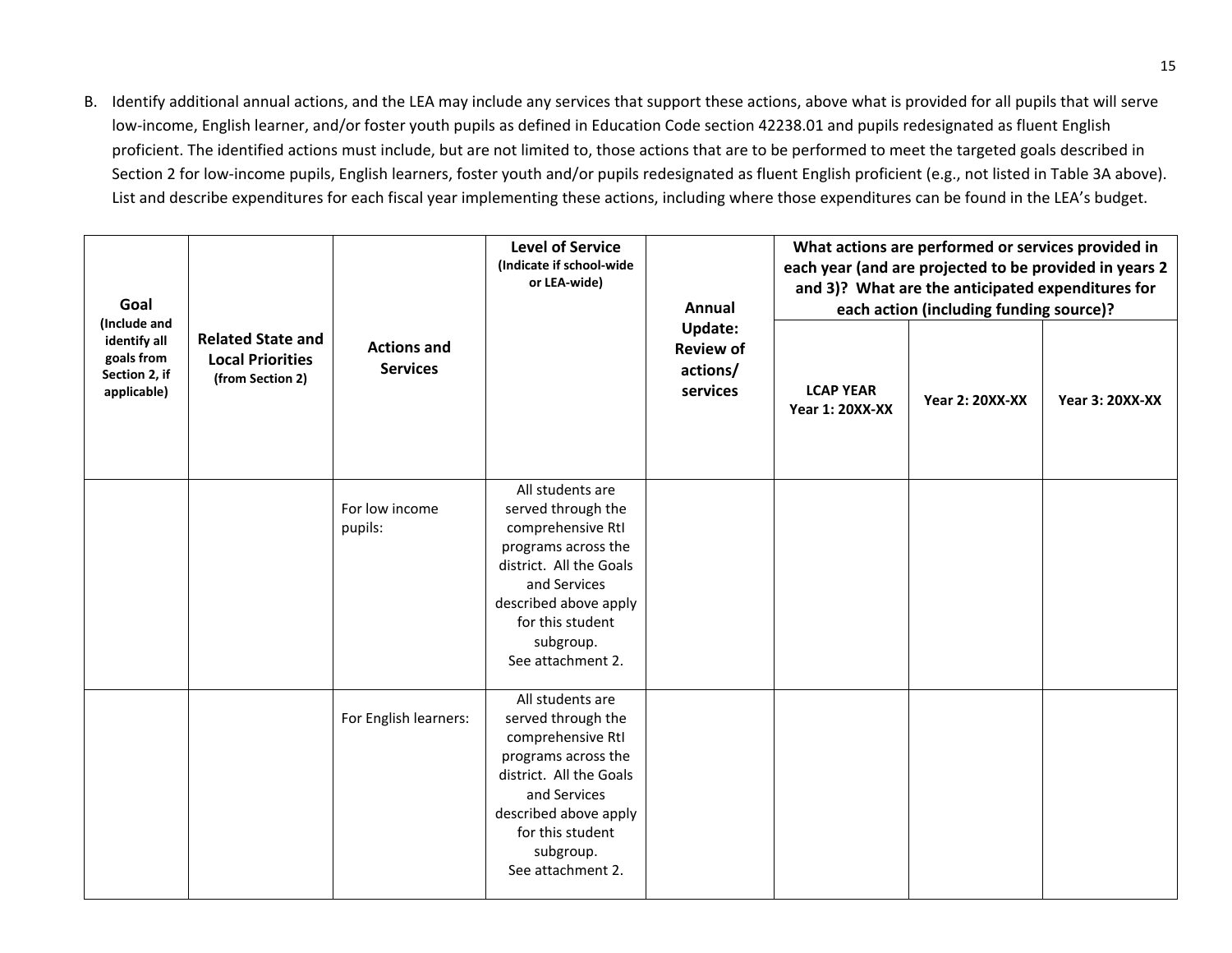B. Identify additional annual actions, and the LEA may include any services that support these actions, above what is provided for all pupils that will serve low-income, English learner, and/or foster youth pupils as defined in Education Code section 42238.01 and pupils redesignated as fluent English proficient. The identified actions must include, but are not limited to, those actions that are to be performed to meet the targeted goals described in Section 2 for low-income pupils, English learners, foster youth and/or pupils redesignated as fluent English proficient (e.g., not listed in Table 3A above). List and describe expenditures for each fiscal year implementing these actions, including where those expenditures can be found in the LEA's budget.

| **Goal** (Include and identify all goals from Section 2, if applicable) | **Related State and Local Priorities** (from Section 2) | **Actions and Services** | **Level of Service** (Indicate if school-wide or LEA-wide) | **Annual Update: Review of actions/ services** | **What actions are performed or services provided in each year (and are projected to be provided in years 2 and 3)? What are the anticipated expenditures for each action (including funding source)?** | | |
|---|---|---|---|---|---|---|---|
| | | | | | **LCAP YEAR Year 1: 20XX-XX** | **Year 2: 20XX-XX** | **Year 3: 20XX-XX** |
| | | For low income pupils: | All students are served through the comprehensive RtI programs across the district. All the Goals and Services described above apply for this student subgroup. See attachment 2. | | | | |
| | | For English learners: | All students are served through the comprehensive RtI programs across the district. All the Goals and Services described above apply for this student subgroup. See attachment 2. | | | | |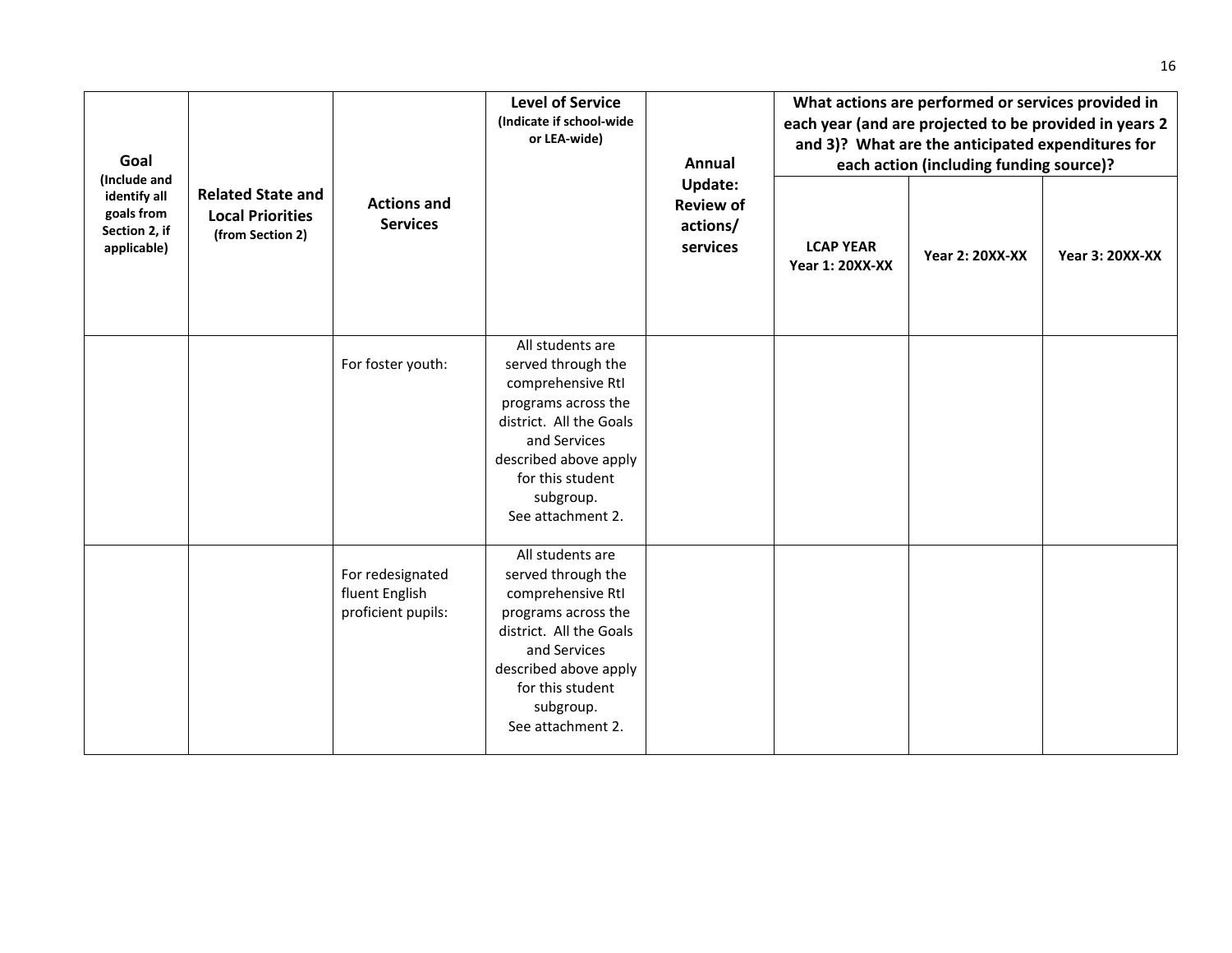| **Goal** (Include and identify all goals from Section 2, if applicable) | **Related State and Local Priorities** (from Section 2) | **Actions and Services** | **Level of Service** (Indicate if school-wide or LEA-wide) | **Annual Update: Review of actions/ services** | **What actions are performed or services provided in each year (and are projected to be provided in years 2 and 3)? What are the anticipated expenditures for each action (including funding source)?** | | |
|---|---|---|---|---|---|---|---|
| | | | | | **LCAP YEAR Year 1: 20XX-XX** | **Year 2: 20XX-XX** | **Year 3: 20XX-XX** |
| | | For foster youth: | All students are served through the comprehensive RtI programs across the district. All the Goals and Services described above apply for this student subgroup. See attachment 2. | | | | |
| | | For redesignated fluent English proficient pupils: | All students are served through the comprehensive RtI programs across the district. All the Goals and Services described above apply for this student subgroup. See attachment 2. | | | | |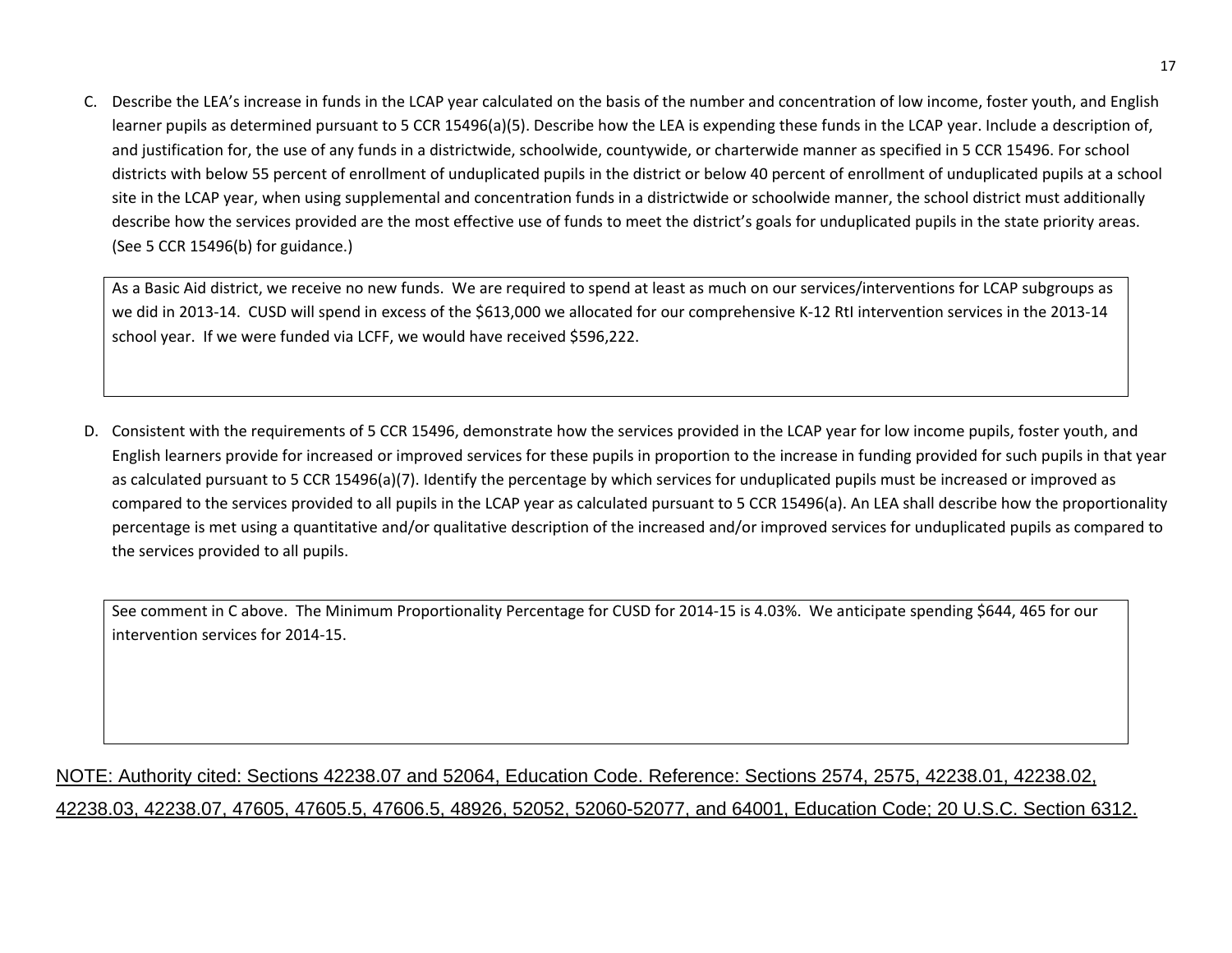C. Describe the LEA's increase in funds in the LCAP year calculated on the basis of the number and concentration of low income, foster youth, and English learner pupils as determined pursuant to 5 CCR 15496(a)(5). Describe how the LEA is expending these funds in the LCAP year. Include a description of, and justification for, the use of any funds in a districtwide, schoolwide, countywide, or charterwide manner as specified in 5 CCR 15496. For school districts with below 55 percent of enrollment of unduplicated pupils in the district or below 40 percent of enrollment of unduplicated pupils at a school site in the LCAP year, when using supplemental and concentration funds in a districtwide or schoolwide manner, the school district must additionally describe how the services provided are the most effective use of funds to meet the district's goals for unduplicated pupils in the state priority areas. (See 5 CCR 15496(b) for guidance.)

| As a Basic Aid district, we receive no new funds. We are required to spend at least as much on our services/interventions for LCAP subgroups as we did in 2013-14. CUSD will spend in excess of the $613,000 we allocated for our comprehensive K-12 RtI intervention services in the 2013-14 school year. If we were funded via LCFF, we would have received $596,222. |
|---|

D. Consistent with the requirements of 5 CCR 15496, demonstrate how the services provided in the LCAP year for low income pupils, foster youth, and English learners provide for increased or improved services for these pupils in proportion to the increase in funding provided for such pupils in that year as calculated pursuant to 5 CCR 15496(a)(7). Identify the percentage by which services for unduplicated pupils must be increased or improved as compared to the services provided to all pupils in the LCAP year as calculated pursuant to 5 CCR 15496(a). An LEA shall describe how the proportionality percentage is met using a quantitative and/or qualitative description of the increased and/or improved services for unduplicated pupils as compared to the services provided to all pupils.

| See comment in C above. The Minimum Proportionality Percentage for CUSD for 2014-15 is 4.03%. We anticipate spending $644, 465 for our intervention services for 2014-15. |
|---|

NOTE: Authority cited: Sections 42238.07 and 52064, Education Code. Reference: Sections 2574, 2575, 42238.01, 42238.02, 42238.03, 42238.07, 47605, 47605.5, 47606.5, 48926, 52052, 52060-52077, and 64001, Education Code; 20 U.S.C. Section 6312.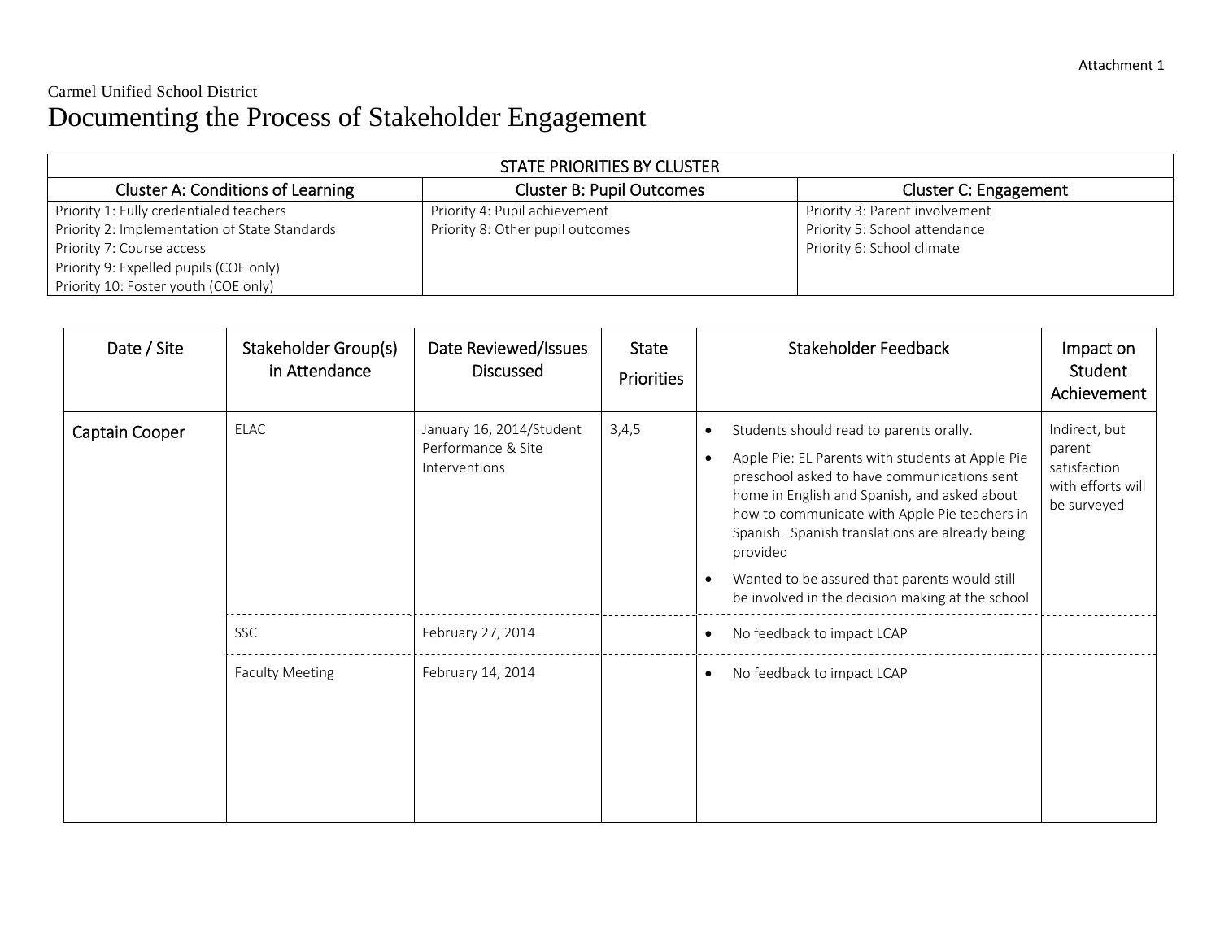Attachment 1

Carmel Unified School District

# Documenting the Process of Stakeholder Engagement

| STATE PRIORITIES BY CLUSTER | | |
|---|---|---|
| **Cluster A: Conditions of Learning** | **Cluster B: Pupil Outcomes** | **Cluster C: Engagement** |
| Priority 1: Fully credentialed teachers<br>Priority 2: Implementation of State Standards<br>Priority 7: Course access<br>Priority 9: Expelled pupils (COE only)<br>Priority 10: Foster youth (COE only) | Priority 4: Pupil achievement<br>Priority 8: Other pupil outcomes | Priority 3: Parent involvement<br>Priority 5: School attendance<br>Priority 6: School climate |

| Date / Site | Stakeholder Group(s) in Attendance | Date Reviewed/Issues Discussed | State Priorities | Stakeholder Feedback | Impact on Student Achievement |
|---|---|---|---|---|---|
| Captain Cooper | ELAC | January 16, 2014/Student Performance & Site Interventions | 3,4,5 | • Students should read to parents orally.<br>• Apple Pie: EL Parents with students at Apple Pie preschool asked to have communications sent home in English and Spanish, and asked about how to communicate with Apple Pie teachers in Spanish. Spanish translations are already being provided<br>• Wanted to be assured that parents would still be involved in the decision making at the school | Indirect, but parent satisfaction with efforts will be surveyed |
| | SSC | February 27, 2014 | | • No feedback to impact LCAP | |
| | Faculty Meeting | February 14, 2014 | | • No feedback to impact LCAP | |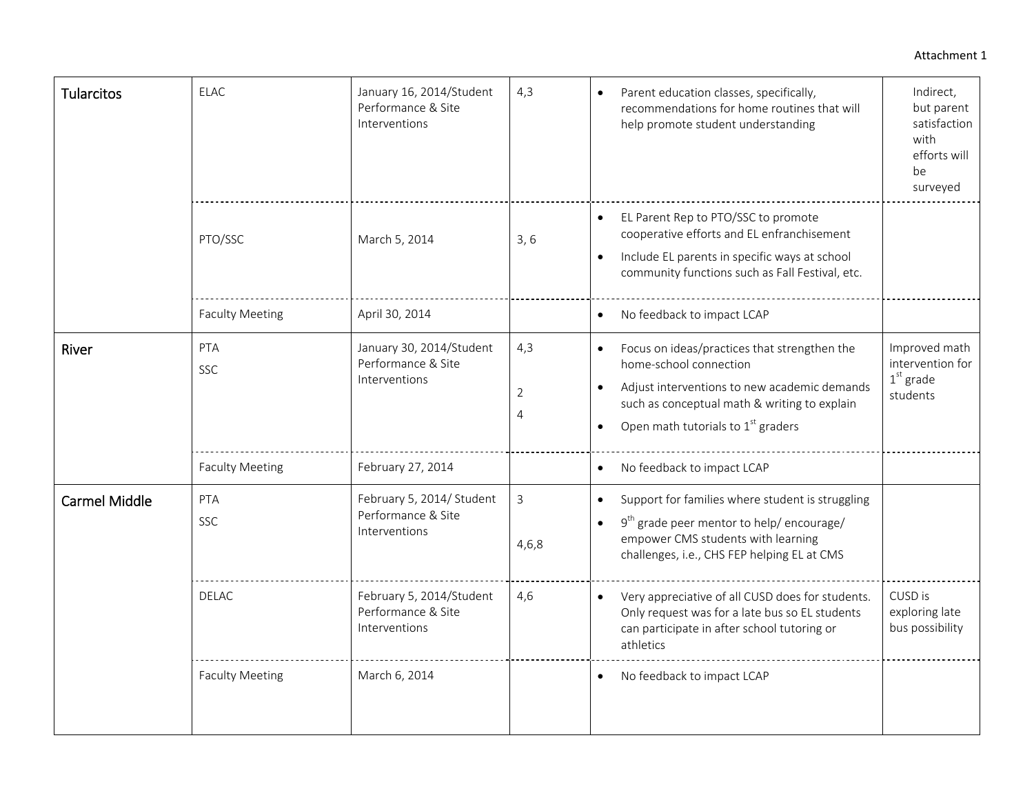| | | | | | |
|---|---|---|---|---|---|
| **Tularcitos** | ELAC | January 16, 2014/Student Performance & Site Interventions | 4,3 | • Parent education classes, specifically, recommendations for home routines that will help promote student understanding | Indirect, but parent satisfaction with efforts will be surveyed |
| | PTO/SSC | March 5, 2014 | 3, 6 | • EL Parent Rep to PTO/SSC to promote cooperative efforts and EL enfranchisement<br>• Include EL parents in specific ways at school community functions such as Fall Festival, etc. | |
| | Faculty Meeting | April 30, 2014 | | • No feedback to impact LCAP | |
| **River** | PTA<br>SSC | January 30, 2014/Student Performance & Site Interventions | 4,3<br><br>2<br>4 | • Focus on ideas/practices that strengthen the home-school connection<br>• Adjust interventions to new academic demands such as conceptual math & writing to explain<br>• Open math tutorials to 1st graders | Improved math intervention for 1st grade students |
| | Faculty Meeting | February 27, 2014 | | • No feedback to impact LCAP | |
| **Carmel Middle** | PTA<br>SSC | February 5, 2014/ Student Performance & Site Interventions | 3<br><br>4,6,8 | • Support for families where student is struggling<br>• 9th grade peer mentor to help/ encourage/ empower CMS students with learning challenges, i.e., CHS FEP helping EL at CMS | |
| | DELAC | February 5, 2014/Student Performance & Site Interventions | 4,6 | • Very appreciative of all CUSD does for students. Only request was for a late bus so EL students can participate in after school tutoring or athletics | CUSD is exploring late bus possibility |
| | Faculty Meeting | March 6, 2014 | | • No feedback to impact LCAP | |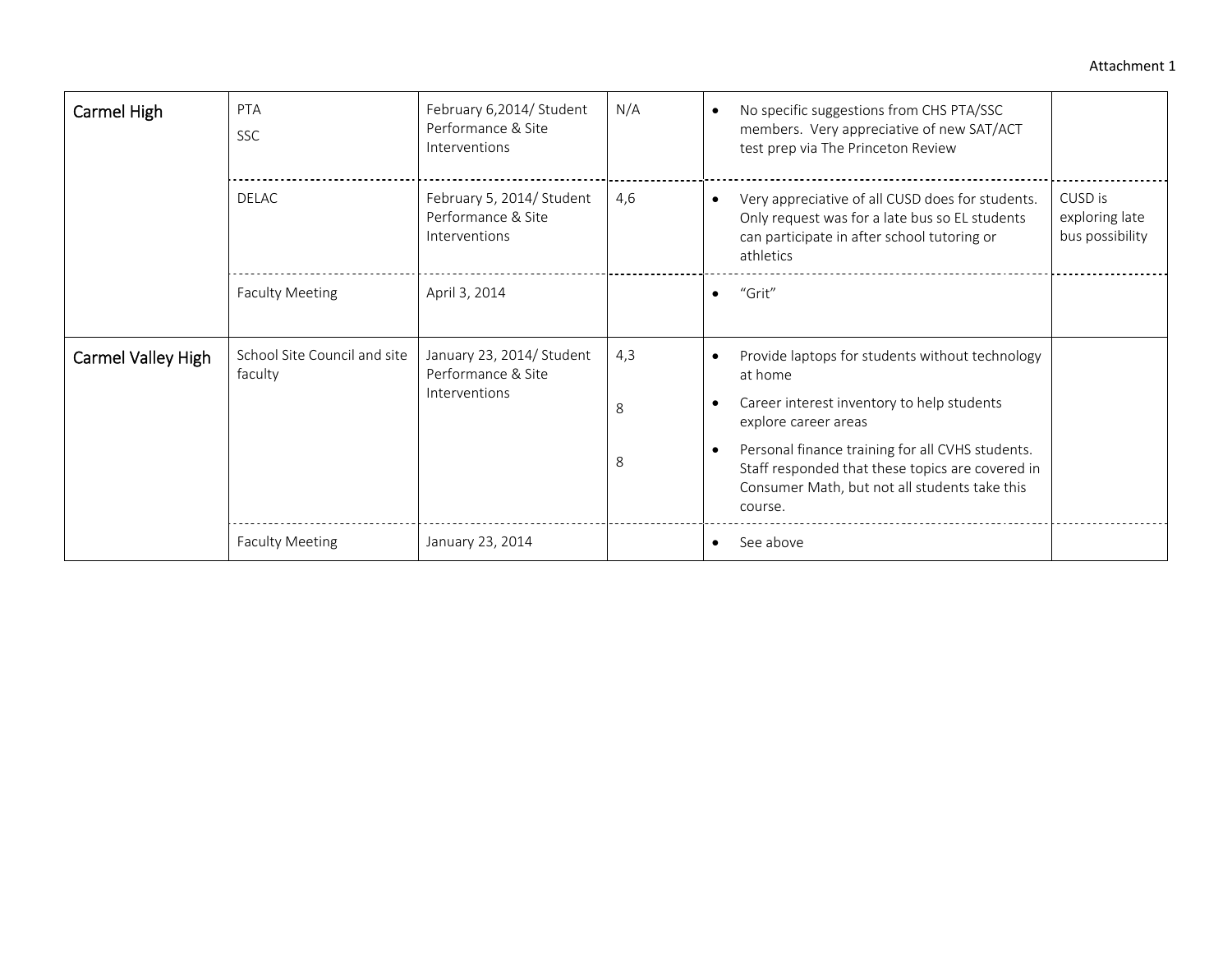Attachment 1

| | | | | | |
|---|---|---|---|---|---|
| Carmel High | PTA<br>SSC | February 6,2014/ Student Performance & Site Interventions | N/A | • No specific suggestions from CHS PTA/SSC members. Very appreciative of new SAT/ACT test prep via The Princeton Review | |
| | DELAC | February 5, 2014/ Student Performance & Site Interventions | 4,6 | • Very appreciative of all CUSD does for students. Only request was for a late bus so EL students can participate in after school tutoring or athletics | CUSD is exploring late bus possibility |
| | Faculty Meeting | April 3, 2014 | | • "Grit" | |
| Carmel Valley High | School Site Council and site faculty | January 23, 2014/ Student Performance & Site Interventions | 4,3<br><br>8<br><br>8 | • Provide laptops for students without technology at home<br>• Career interest inventory to help students explore career areas<br>• Personal finance training for all CVHS students. Staff responded that these topics are covered in Consumer Math, but not all students take this course. | |
| | Faculty Meeting | January 23, 2014 | | • See above | |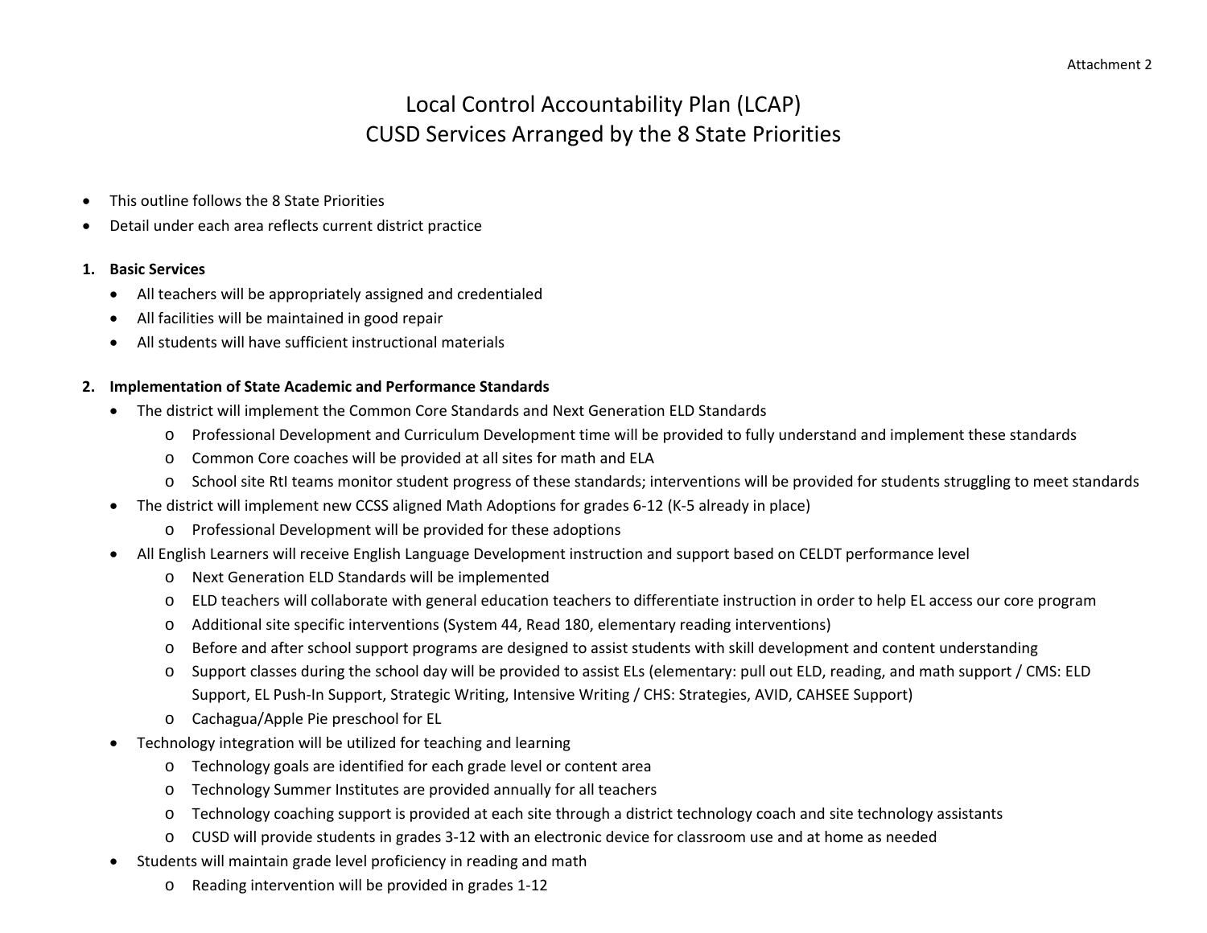Attachment 2

# Local Control Accountability Plan (LCAP)
# CUSD Services Arranged by the 8 State Priorities

- This outline follows the 8 State Priorities
- Detail under each area reflects current district practice

1. **Basic Services**
   - All teachers will be appropriately assigned and credentialed
   - All facilities will be maintained in good repair
   - All students will have sufficient instructional materials

2. **Implementation of State Academic and Performance Standards**
   - The district will implement the Common Core Standards and Next Generation ELD Standards
     - Professional Development and Curriculum Development time will be provided to fully understand and implement these standards
     - Common Core coaches will be provided at all sites for math and ELA
     - School site RtI teams monitor student progress of these standards; interventions will be provided for students struggling to meet standards
   - The district will implement new CCSS aligned Math Adoptions for grades 6-12 (K-5 already in place)
     - Professional Development will be provided for these adoptions
   - All English Learners will receive English Language Development instruction and support based on CELDT performance level
     - Next Generation ELD Standards will be implemented
     - ELD teachers will collaborate with general education teachers to differentiate instruction in order to help EL access our core program
     - Additional site specific interventions (System 44, Read 180, elementary reading interventions)
     - Before and after school support programs are designed to assist students with skill development and content understanding
     - Support classes during the school day will be provided to assist ELs (elementary: pull out ELD, reading, and math support / CMS: ELD Support, EL Push-In Support, Strategic Writing, Intensive Writing / CHS: Strategies, AVID, CAHSEE Support)
     - Cachagua/Apple Pie preschool for EL
   - Technology integration will be utilized for teaching and learning
     - Technology goals are identified for each grade level or content area
     - Technology Summer Institutes are provided annually for all teachers
     - Technology coaching support is provided at each site through a district technology coach and site technology assistants
     - CUSD will provide students in grades 3-12 with an electronic device for classroom use and at home as needed
   - Students will maintain grade level proficiency in reading and math
     - Reading intervention will be provided in grades 1-12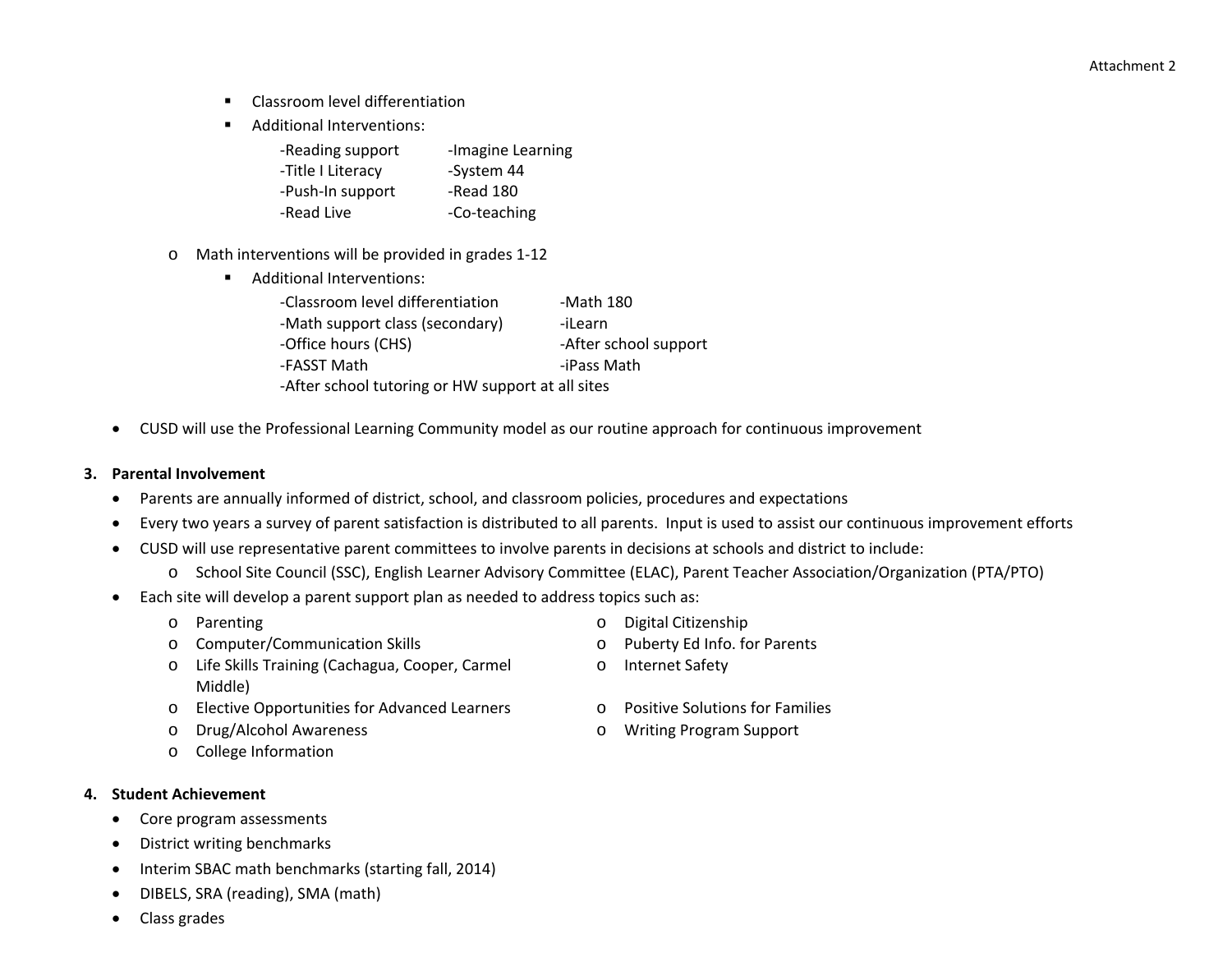- Classroom level differentiation
- Additional Interventions:

  -Reading support
  -Title I Literacy
  -Push-In support
  -Read Live
  -Imagine Learning
  -System 44
  -Read 180
  -Co-teaching

- Math interventions will be provided in grades 1-12
  - Additional Interventions:

    -Classroom level differentiation
    -Math support class (secondary)
    -Office hours (CHS)
    -FASST Math
    -Math 180
    -iLearn
    -After school support
    -iPass Math
    -After school tutoring or HW support at all sites

- CUSD will use the Professional Learning Community model as our routine approach for continuous improvement

**3. Parental Involvement**

- Parents are annually informed of district, school, and classroom policies, procedures and expectations
- Every two years a survey of parent satisfaction is distributed to all parents. Input is used to assist our continuous improvement efforts
- CUSD will use representative parent committees to involve parents in decisions at schools and district to include:
  - School Site Council (SSC), English Learner Advisory Committee (ELAC), Parent Teacher Association/Organization (PTA/PTO)
- Each site will develop a parent support plan as needed to address topics such as:
  - Parenting
  - Computer/Communication Skills
  - Life Skills Training (Cachagua, Cooper, Carmel Middle)
  - Elective Opportunities for Advanced Learners
  - Drug/Alcohol Awareness
  - College Information
  - Digital Citizenship
  - Puberty Ed Info. for Parents
  - Internet Safety
  - Positive Solutions for Families
  - Writing Program Support

**4. Student Achievement**

- Core program assessments
- District writing benchmarks
- Interim SBAC math benchmarks (starting fall, 2014)
- DIBELS, SRA (reading), SMA (math)
- Class grades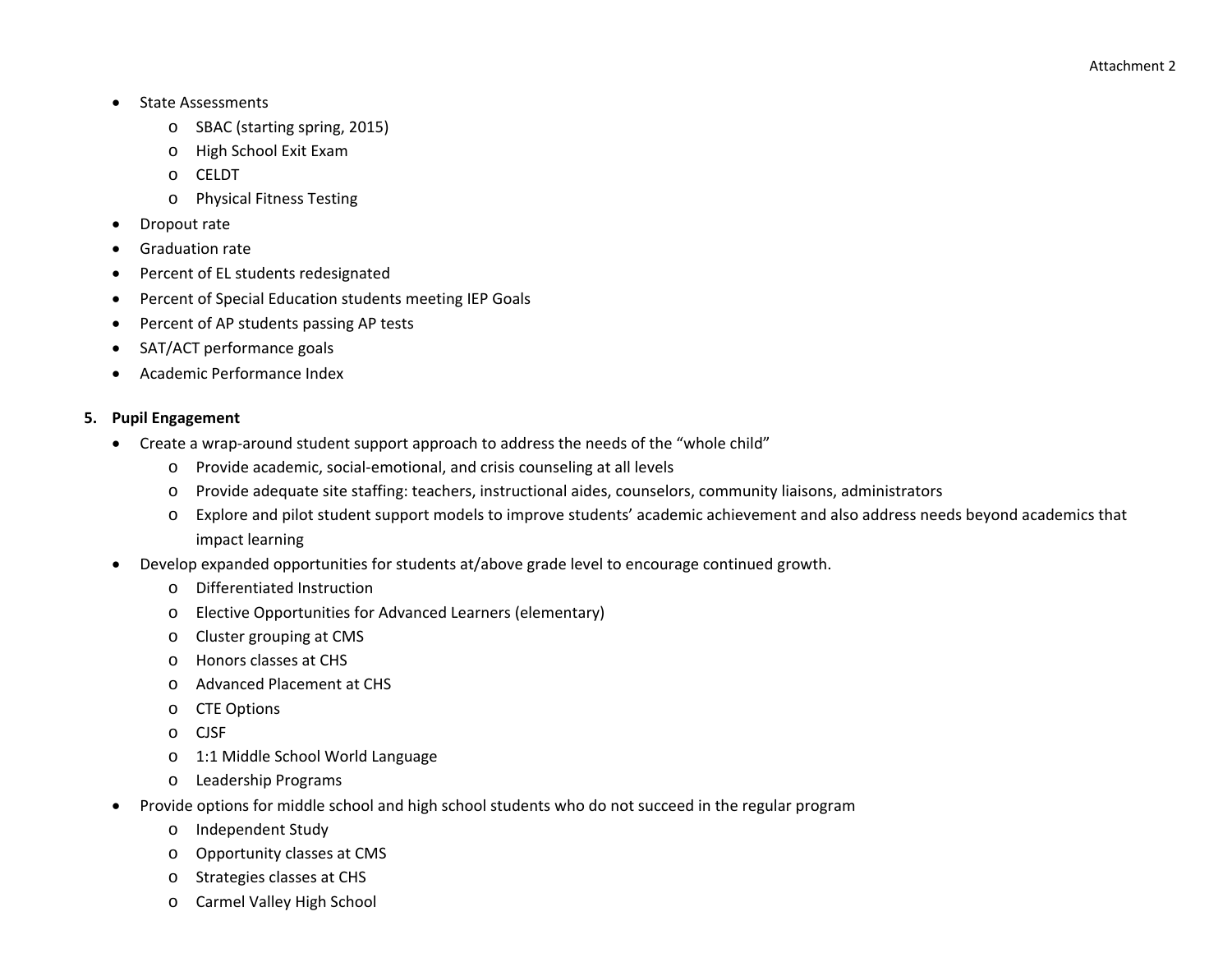- State Assessments
  - SBAC (starting spring, 2015)
  - High School Exit Exam
  - CELDT
  - Physical Fitness Testing
- Dropout rate
- Graduation rate
- Percent of EL students redesignated
- Percent of Special Education students meeting IEP Goals
- Percent of AP students passing AP tests
- SAT/ACT performance goals
- Academic Performance Index

**5. Pupil Engagement**

- Create a wrap-around student support approach to address the needs of the "whole child"
  - Provide academic, social-emotional, and crisis counseling at all levels
  - Provide adequate site staffing: teachers, instructional aides, counselors, community liaisons, administrators
  - Explore and pilot student support models to improve students' academic achievement and also address needs beyond academics that impact learning
- Develop expanded opportunities for students at/above grade level to encourage continued growth.
  - Differentiated Instruction
  - Elective Opportunities for Advanced Learners (elementary)
  - Cluster grouping at CMS
  - Honors classes at CHS
  - Advanced Placement at CHS
  - CTE Options
  - CJSF
  - 1:1 Middle School World Language
  - Leadership Programs
- Provide options for middle school and high school students who do not succeed in the regular program
  - Independent Study
  - Opportunity classes at CMS
  - Strategies classes at CHS
  - Carmel Valley High School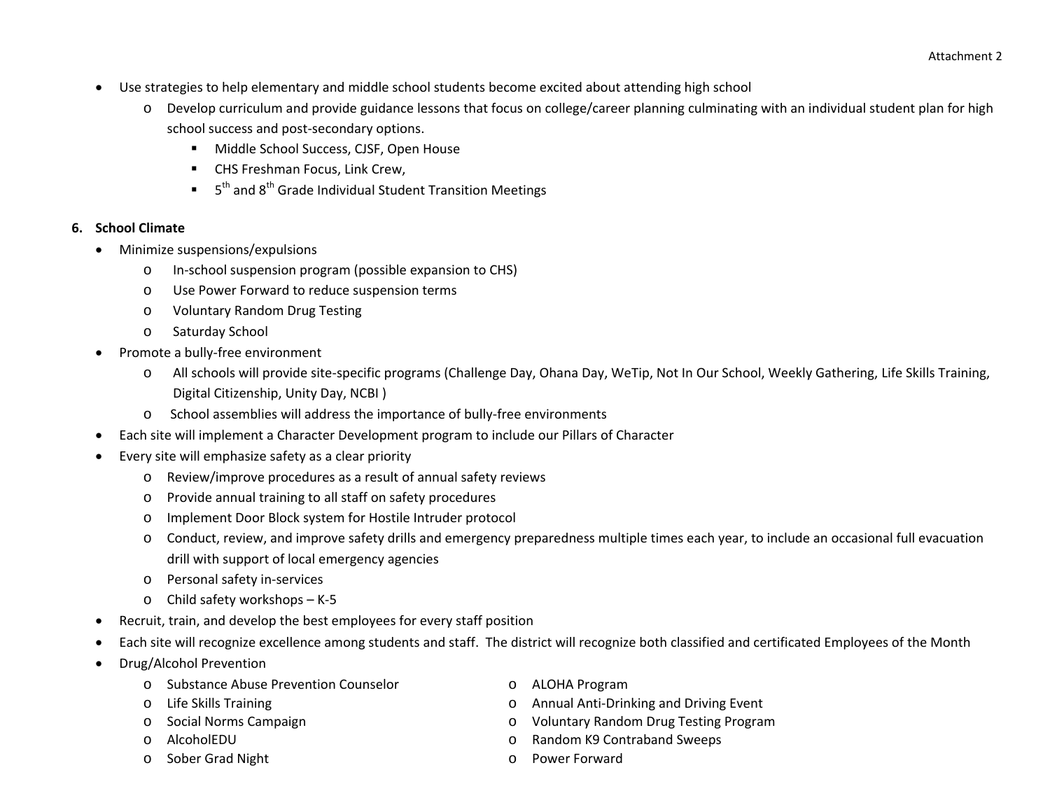- Use strategies to help elementary and middle school students become excited about attending high school
  - Develop curriculum and provide guidance lessons that focus on college/career planning culminating with an individual student plan for high school success and post-secondary options.
    - Middle School Success, CJSF, Open House
    - CHS Freshman Focus, Link Crew,
    - 5th and 8th Grade Individual Student Transition Meetings

**6. School Climate**

- Minimize suspensions/expulsions
  - In-school suspension program (possible expansion to CHS)
  - Use Power Forward to reduce suspension terms
  - Voluntary Random Drug Testing
  - Saturday School
- Promote a bully-free environment
  - All schools will provide site-specific programs (Challenge Day, Ohana Day, WeTip, Not In Our School, Weekly Gathering, Life Skills Training, Digital Citizenship, Unity Day, NCBI )
  - School assemblies will address the importance of bully-free environments
- Each site will implement a Character Development program to include our Pillars of Character
- Every site will emphasize safety as a clear priority
  - Review/improve procedures as a result of annual safety reviews
  - Provide annual training to all staff on safety procedures
  - Implement Door Block system for Hostile Intruder protocol
  - Conduct, review, and improve safety drills and emergency preparedness multiple times each year, to include an occasional full evacuation drill with support of local emergency agencies
  - Personal safety in-services
  - Child safety workshops – K-5
- Recruit, train, and develop the best employees for every staff position
- Each site will recognize excellence among students and staff. The district will recognize both classified and certificated Employees of the Month
- Drug/Alcohol Prevention
  - Substance Abuse Prevention Counselor
  - Life Skills Training
  - Social Norms Campaign
  - AlcoholEDU
  - Sober Grad Night
  - ALOHA Program
  - Annual Anti-Drinking and Driving Event
  - Voluntary Random Drug Testing Program
  - Random K9 Contraband Sweeps
  - Power Forward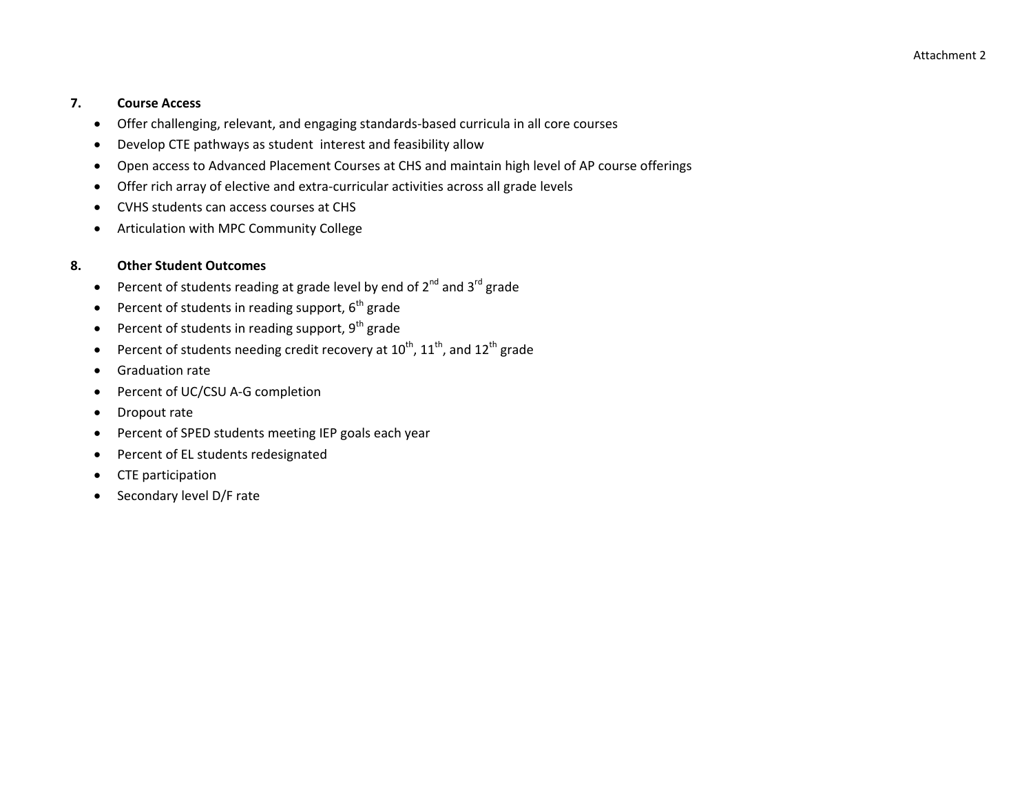**7. Course Access**

- Offer challenging, relevant, and engaging standards-based curricula in all core courses
- Develop CTE pathways as student interest and feasibility allow
- Open access to Advanced Placement Courses at CHS and maintain high level of AP course offerings
- Offer rich array of elective and extra-curricular activities across all grade levels
- CVHS students can access courses at CHS
- Articulation with MPC Community College

**8. Other Student Outcomes**

- Percent of students reading at grade level by end of $2^{nd}$ and $3^{rd}$ grade
- Percent of students in reading support, $6^{th}$ grade
- Percent of students in reading support, $9^{th}$ grade
- Percent of students needing credit recovery at $10^{th}$, $11^{th}$, and $12^{th}$ grade
- Graduation rate
- Percent of UC/CSU A-G completion
- Dropout rate
- Percent of SPED students meeting IEP goals each year
- Percent of EL students redesignated
- CTE participation
- Secondary level D/F rate